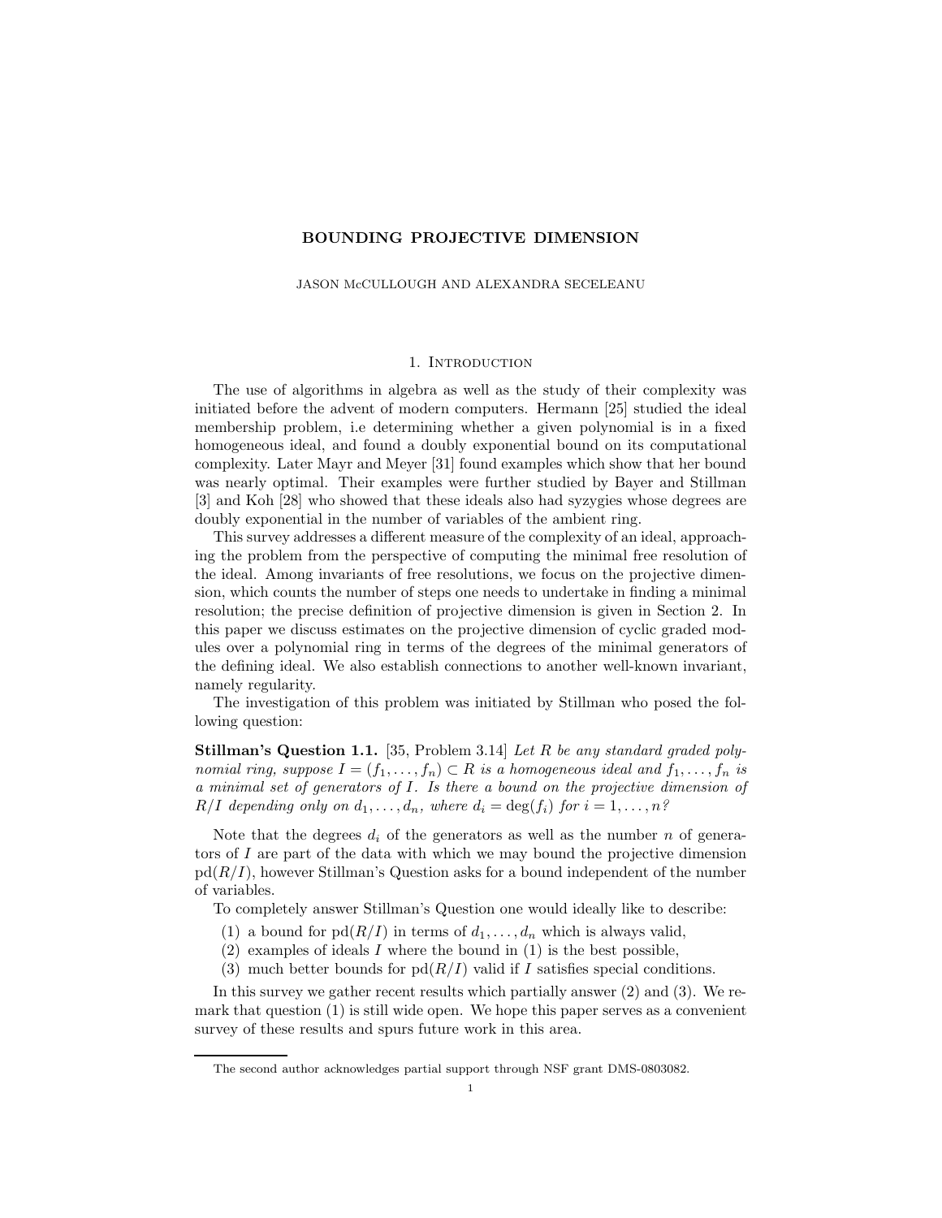# BOUNDING PROJECTIVE DIMENSION

JASON McCULLOUGH AND ALEXANDRA SECELEANU

## 1. Introduction

The use of algorithms in algebra as well as the study of their complexity was initiated before the advent of modern computers. Hermann [25] studied the ideal membership problem, i.e determining whether a given polynomial is in a fixed homogeneous ideal, and found a doubly exponential bound on its computational complexity. Later Mayr and Meyer [31] found examples which show that her bound was nearly optimal. Their examples were further studied by Bayer and Stillman [3] and Koh [28] who showed that these ideals also had syzygies whose degrees are doubly exponential in the number of variables of the ambient ring.

This survey addresses a different measure of the complexity of an ideal, approaching the problem from the perspective of computing the minimal free resolution of the ideal. Among invariants of free resolutions, we focus on the projective dimension, which counts the number of steps one needs to undertake in finding a minimal resolution; the precise definition of projective dimension is given in Section 2. In this paper we discuss estimates on the projective dimension of cyclic graded modules over a polynomial ring in terms of the degrees of the minimal generators of the defining ideal. We also establish connections to another well-known invariant, namely regularity.

The investigation of this problem was initiated by Stillman who posed the following question:

**Stillman's Question 1.1.** [35, Problem 3.14] *Let $R$ be any standard graded polynomial ring, suppose $I = (f_1, \ldots, f_n) \subset R$ is a homogeneous ideal and $f_1, \ldots, f_n$ is a minimal set of generators of $I$. Is there a bound on the projective dimension of $R/I$ depending only on $d_1, \ldots, d_n$, where $d_i = \deg(f_i)$ for $i = 1, \ldots, n$?*

Note that the degrees $d_i$ of the generators as well as the number $n$ of generators of $I$ are part of the data with which we may bound the projective dimension $\operatorname{pd}(R/I)$, however Stillman's Question asks for a bound independent of the number of variables.

To completely answer Stillman's Question one would ideally like to describe:

1. a bound for $\operatorname{pd}(R/I)$ in terms of $d_1, \ldots, d_n$ which is always valid,
2. examples of ideals $I$ where the bound in (1) is the best possible,
3. much better bounds for $\operatorname{pd}(R/I)$ valid if $I$ satisfies special conditions.

In this survey we gather recent results which partially answer (2) and (3). We remark that question (1) is still wide open. We hope this paper serves as a convenient survey of these results and spurs future work in this area.

The second author acknowledges partial support through NSF grant DMS-0803082.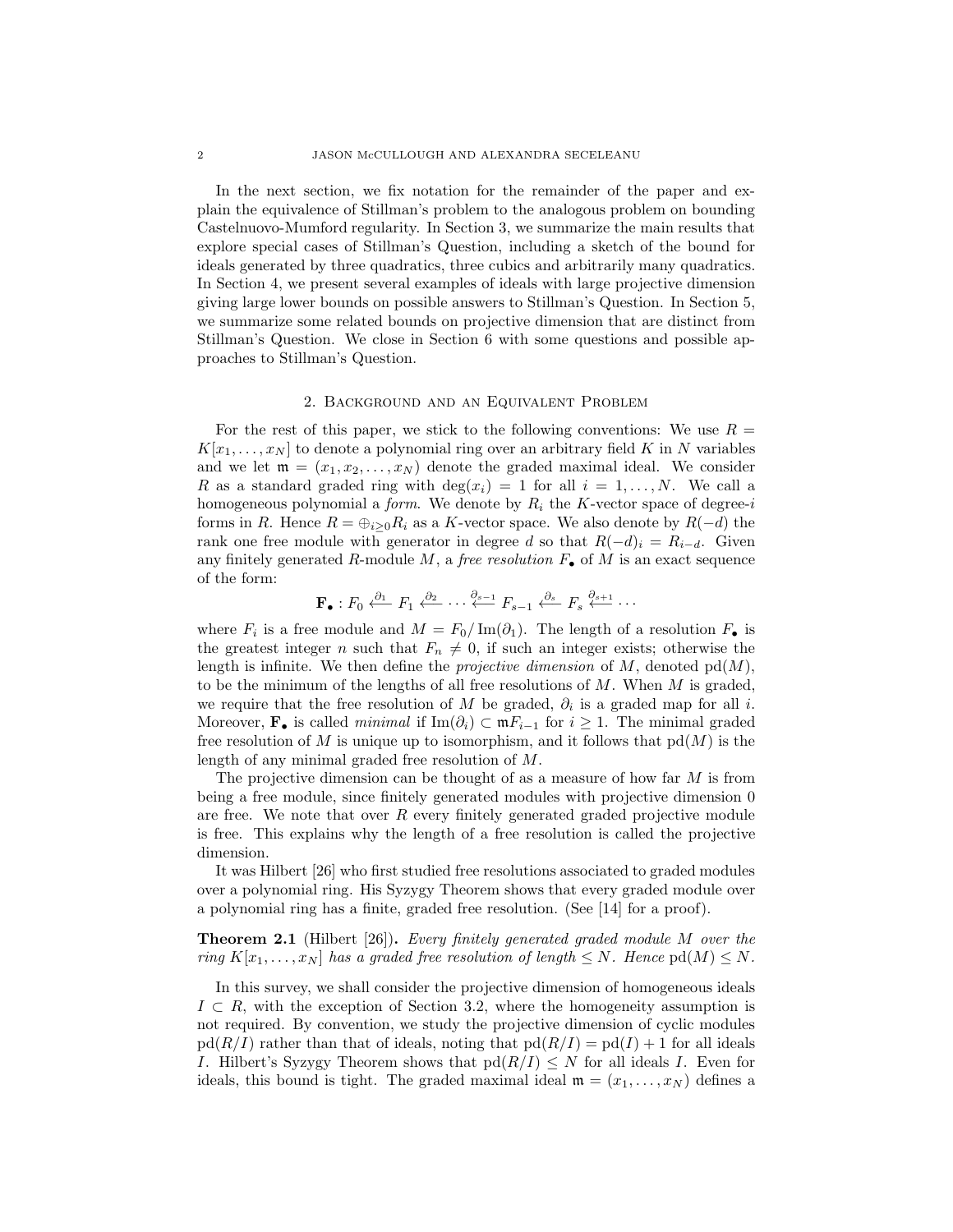In the next section, we fix notation for the remainder of the paper and explain the equivalence of Stillman's problem to the analogous problem on bounding Castelnuovo-Mumford regularity. In Section 3, we summarize the main results that explore special cases of Stillman's Question, including a sketch of the bound for ideals generated by three quadratics, three cubics and arbitrarily many quadratics. In Section 4, we present several examples of ideals with large projective dimension giving large lower bounds on possible answers to Stillman's Question. In Section 5, we summarize some related bounds on projective dimension that are distinct from Stillman's Question. We close in Section 6 with some questions and possible approaches to Stillman's Question.

## 2. Background and an Equivalent Problem

For the rest of this paper, we stick to the following conventions: We use $R = K[x_1, \ldots, x_N]$ to denote a polynomial ring over an arbitrary field $K$ in $N$ variables and we let $\mathfrak{m} = (x_1, x_2, \ldots, x_N)$ denote the graded maximal ideal. We consider $R$ as a standard graded ring with $\deg(x_i) = 1$ for all $i = 1, \ldots, N$. We call a homogeneous polynomial a *form*. We denote by $R_i$ the $K$-vector space of degree-$i$ forms in $R$. Hence $R = \oplus_{i \geq 0} R_i$ as a $K$-vector space. We also denote by $R(-d)$ the rank one free module with generator in degree $d$ so that $R(-d)_i = R_{i-d}$. Given any finitely generated $R$-module $M$, a *free resolution* $F_\bullet$ of $M$ is an exact sequence of the form:

$$\mathbf{F}_\bullet : F_0 \xleftarrow{\partial_1} F_1 \xleftarrow{\partial_2} \cdots \xleftarrow{\partial_{s-1}} F_{s-1} \xleftarrow{\partial_s} F_s \xleftarrow{\partial_{s+1}} \cdots$$

where $F_i$ is a free module and $M = F_0 / \operatorname{Im}(\partial_1)$. The length of a resolution $F_\bullet$ is the greatest integer $n$ such that $F_n \neq 0$, if such an integer exists; otherwise the length is infinite. We then define the *projective dimension* of $M$, denoted $\operatorname{pd}(M)$, to be the minimum of the lengths of all free resolutions of $M$. When $M$ is graded, we require that the free resolution of $M$ be graded, $\partial_i$ is a graded map for all $i$. Moreover, $\mathbf{F}_\bullet$ is called *minimal* if $\operatorname{Im}(\partial_i) \subset \mathfrak{m}F_{i-1}$ for $i \geq 1$. The minimal graded free resolution of $M$ is unique up to isomorphism, and it follows that $\operatorname{pd}(M)$ is the length of any minimal graded free resolution of $M$.

The projective dimension can be thought of as a measure of how far $M$ is from being a free module, since finitely generated modules with projective dimension 0 are free. We note that over $R$ every finitely generated graded projective module is free. This explains why the length of a free resolution is called the projective dimension.

It was Hilbert [26] who first studied free resolutions associated to graded modules over a polynomial ring. His Syzygy Theorem shows that every graded module over a polynomial ring has a finite, graded free resolution. (See [14] for a proof).

**Theorem 2.1** (Hilbert [26])**.** *Every finitely generated graded module $M$ over the ring $K[x_1, \ldots, x_N]$ has a graded free resolution of length $\leq N$. Hence $\operatorname{pd}(M) \leq N$.*

In this survey, we shall consider the projective dimension of homogeneous ideals $I \subset R$, with the exception of Section 3.2, where the homogeneity assumption is not required. By convention, we study the projective dimension of cyclic modules $\operatorname{pd}(R/I)$ rather than that of ideals, noting that $\operatorname{pd}(R/I) = \operatorname{pd}(I) + 1$ for all ideals $I$. Hilbert's Syzygy Theorem shows that $\operatorname{pd}(R/I) \leq N$ for all ideals $I$. Even for ideals, this bound is tight. The graded maximal ideal $\mathfrak{m} = (x_1, \ldots, x_N)$ defines a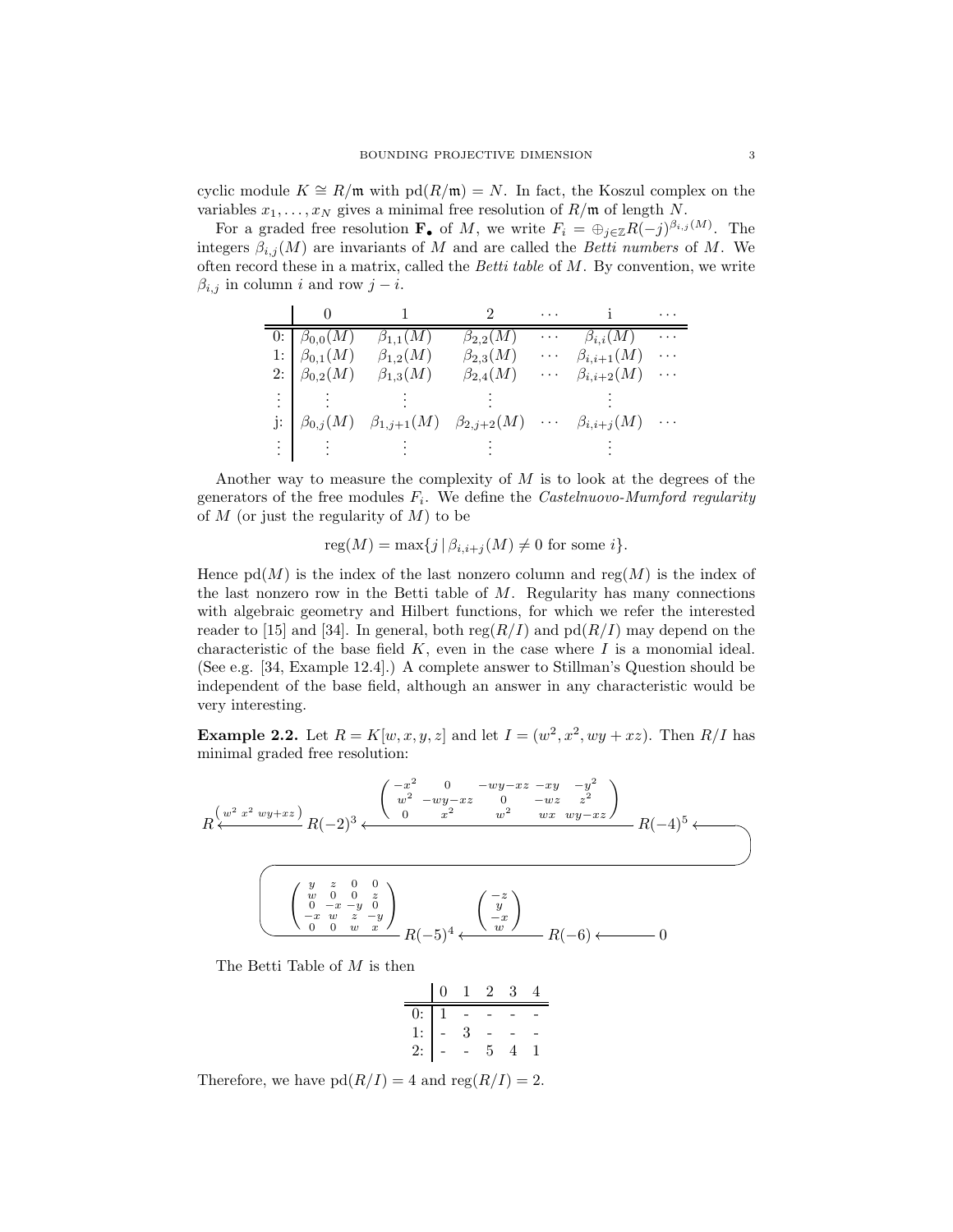cyclic module $K \cong R/\mathfrak{m}$ with $\mathrm{pd}(R/\mathfrak{m}) = N$. In fact, the Koszul complex on the variables $x_1, \ldots, x_N$ gives a minimal free resolution of $R/\mathfrak{m}$ of length $N$.

For a graded free resolution $\mathbf{F}_\bullet$ of $M$, we write $F_i = \oplus_{j \in \mathbb{Z}} R(-j)^{\beta_{i,j}(M)}$. The integers $\beta_{i,j}(M)$ are invariants of $M$ and are called the *Betti numbers* of $M$. We often record these in a matrix, called the *Betti table* of $M$. By convention, we write $\beta_{i,j}$ in column $i$ and row $j - i$.

| | 0 | 1 | 2 | $\cdots$ | i | $\cdots$ |
|---|---|---|---|---|---|---|
| 0: | $\beta_{0,0}(M)$ | $\beta_{1,1}(M)$ | $\beta_{2,2}(M)$ | $\cdots$ | $\beta_{i,i}(M)$ | $\cdots$ |
| 1: | $\beta_{0,1}(M)$ | $\beta_{1,2}(M)$ | $\beta_{2,3}(M)$ | $\cdots$ | $\beta_{i,i+1}(M)$ | $\cdots$ |
| 2: | $\beta_{0,2}(M)$ | $\beta_{1,3}(M)$ | $\beta_{2,4}(M)$ | $\cdots$ | $\beta_{i,i+2}(M)$ | $\cdots$ |
| $\vdots$ | $\vdots$ | $\vdots$ | $\vdots$ | | $\vdots$ | |
| j: | $\beta_{0,j}(M)$ | $\beta_{1,j+1}(M)$ | $\beta_{2,j+2}(M)$ | $\cdots$ | $\beta_{i,i+j}(M)$ | $\cdots$ |
| $\vdots$ | $\vdots$ | $\vdots$ | $\vdots$ | | $\vdots$ | |

Another way to measure the complexity of $M$ is to look at the degrees of the generators of the free modules $F_i$. We define the *Castelnuovo-Mumford regularity* of $M$ (or just the regularity of $M$) to be

$$\mathrm{reg}(M) = \max\{j \mid \beta_{i,i+j}(M) \neq 0 \text{ for some } i\}.$$

Hence $\mathrm{pd}(M)$ is the index of the last nonzero column and $\mathrm{reg}(M)$ is the index of the last nonzero row in the Betti table of $M$. Regularity has many connections with algebraic geometry and Hilbert functions, for which we refer the interested reader to [15] and [34]. In general, both $\mathrm{reg}(R/I)$ and $\mathrm{pd}(R/I)$ may depend on the characteristic of the base field $K$, even in the case where $I$ is a monomial ideal. (See e.g. [34, Example 12.4].) A complete answer to Stillman's Question should be independent of the base field, although an answer in any characteristic would be very interesting.

**Example 2.2.** Let $R = K[w, x, y, z]$ and let $I = (w^2, x^2, wy + xz)$. Then $R/I$ has minimal graded free resolution:

$$R \xleftarrow{\begin{pmatrix} w^2 & x^2 & wy+xz \end{pmatrix}} R(-2)^3 \xleftarrow{\begin{pmatrix} -x^2 & 0 & -wy-xz & -xy & -y^2 \\ w^2 & -wy-xz & 0 & -wz & z^2 \\ 0 & x^2 & w^2 & wx & wy-xz \end{pmatrix}} R(-4)^5 \longleftarrow$$

$$\xleftarrow{\begin{pmatrix} y & z & 0 & 0 \\ w & 0 & 0 & z \\ 0 & -x & -y & 0 \\ -x & w & z & -y \\ 0 & 0 & w & x \end{pmatrix}} R(-5)^4 \xleftarrow{\begin{pmatrix} -z \\ y \\ -x \\ w \end{pmatrix}} R(-6) \longleftarrow 0$$

The Betti Table of $M$ is then

| | 0 | 1 | 2 | 3 | 4 |
|---|---|---|---|---|---|
| 0: | 1 | - | - | - | - |
| 1: | - | 3 | - | - | - |
| 2: | - | - | 5 | 4 | 1 |

Therefore, we have $\mathrm{pd}(R/I) = 4$ and $\mathrm{reg}(R/I) = 2$.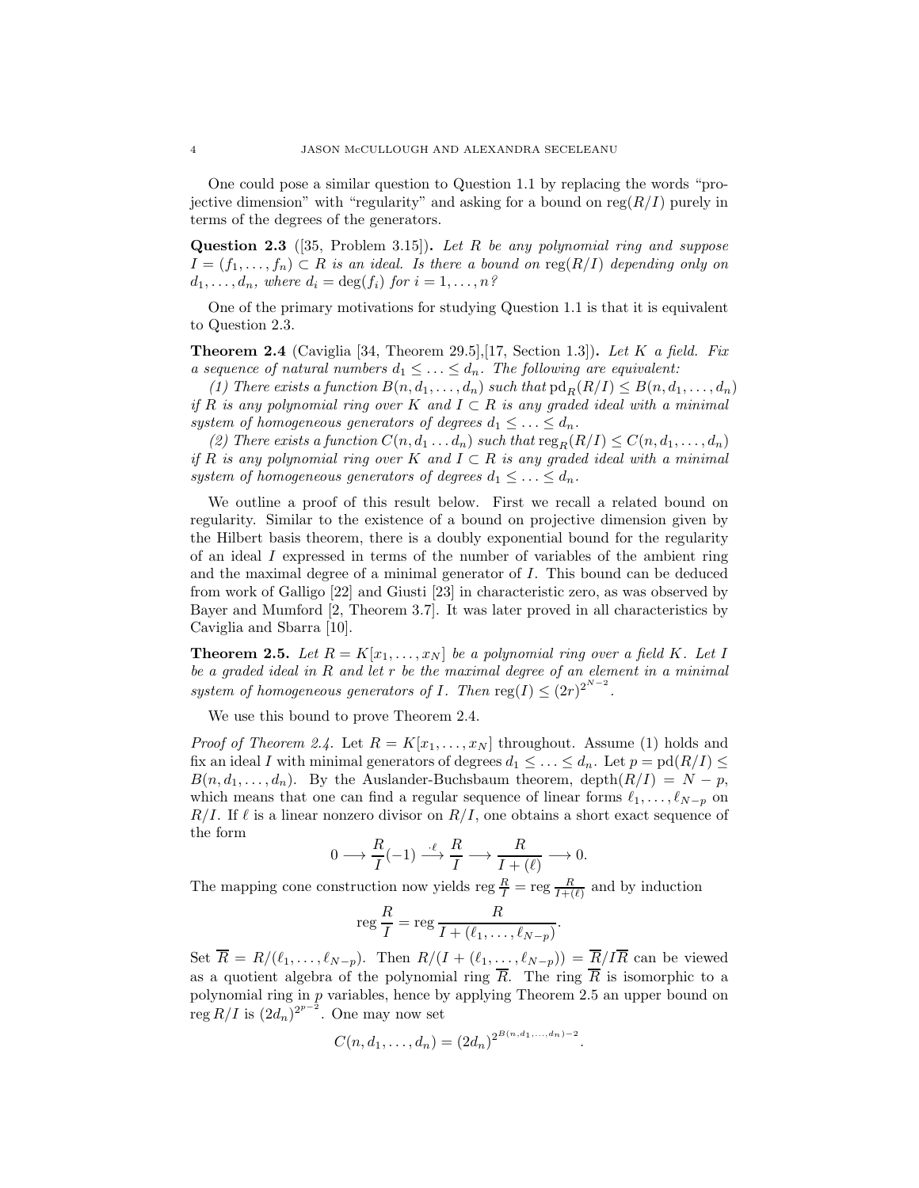One could pose a similar question to Question 1.1 by replacing the words "projective dimension" with "regularity" and asking for a bound on $\operatorname{reg}(R/I)$ purely in terms of the degrees of the generators.

**Question 2.3** ([35, Problem 3.15])**.** *Let $R$ be any polynomial ring and suppose $I = (f_1, \ldots, f_n) \subset R$ is an ideal. Is there a bound on $\operatorname{reg}(R/I)$ depending only on $d_1, \ldots, d_n$, where $d_i = \deg(f_i)$ for $i = 1, \ldots, n$?*

One of the primary motivations for studying Question 1.1 is that it is equivalent to Question 2.3.

**Theorem 2.4** (Caviglia [34, Theorem 29.5],[17, Section 1.3])**.** *Let $K$ a field. Fix a sequence of natural numbers $d_1 \le \ldots \le d_n$. The following are equivalent:*

*(1) There exists a function $B(n, d_1, \ldots, d_n)$ such that $\operatorname{pd}_R(R/I) \le B(n, d_1, \ldots, d_n)$ if $R$ is any polynomial ring over $K$ and $I \subset R$ is any graded ideal with a minimal system of homogeneous generators of degrees $d_1 \le \ldots \le d_n$.*

*(2) There exists a function $C(n, d_1 \ldots d_n)$ such that $\operatorname{reg}_R(R/I) \le C(n, d_1, \ldots, d_n)$ if $R$ is any polynomial ring over $K$ and $I \subset R$ is any graded ideal with a minimal system of homogeneous generators of degrees $d_1 \le \ldots \le d_n$.*

We outline a proof of this result below. First we recall a related bound on regularity. Similar to the existence of a bound on projective dimension given by the Hilbert basis theorem, there is a doubly exponential bound for the regularity of an ideal $I$ expressed in terms of the number of variables of the ambient ring and the maximal degree of a minimal generator of $I$. This bound can be deduced from work of Galligo [22] and Giusti [23] in characteristic zero, as was observed by Bayer and Mumford [2, Theorem 3.7]. It was later proved in all characteristics by Caviglia and Sbarra [10].

**Theorem 2.5.** *Let $R = K[x_1, \ldots, x_N]$ be a polynomial ring over a field $K$. Let $I$ be a graded ideal in $R$ and let $r$ be the maximal degree of an element in a minimal system of homogeneous generators of $I$. Then $\operatorname{reg}(I) \le (2r)^{2^{N-2}}$.*

We use this bound to prove Theorem 2.4.

*Proof of Theorem 2.4.* Let $R = K[x_1, \ldots, x_N]$ throughout. Assume (1) holds and fix an ideal $I$ with minimal generators of degrees $d_1 \le \ldots \le d_n$. Let $p = \operatorname{pd}(R/I) \le B(n, d_1, \ldots, d_n)$. By the Auslander-Buchsbaum theorem, $\operatorname{depth}(R/I) = N - p$, which means that one can find a regular sequence of linear forms $\ell_1, \ldots, \ell_{N-p}$ on $R/I$. If $\ell$ is a linear nonzero divisor on $R/I$, one obtains a short exact sequence of the form

$$0 \longrightarrow \frac{R}{I}(-1) \xrightarrow{\cdot \ell} \frac{R}{I} \longrightarrow \frac{R}{I + (\ell)} \longrightarrow 0.$$

The mapping cone construction now yields $\operatorname{reg} \frac{R}{I} = \operatorname{reg} \frac{R}{I+(\ell)}$ and by induction

$$\operatorname{reg} \frac{R}{I} = \operatorname{reg} \frac{R}{I + (\ell_1, \ldots, \ell_{N-p})}.$$

Set $\overline{R} = R/(\ell_1, \ldots, \ell_{N-p})$. Then $R/(I + (\ell_1, \ldots, \ell_{N-p})) = \overline{R}/I\overline{R}$ can be viewed as a quotient algebra of the polynomial ring $\overline{R}$. The ring $\overline{R}$ is isomorphic to a polynomial ring in $p$ variables, hence by applying Theorem 2.5 an upper bound on $\operatorname{reg} R/I$ is $(2d_n)^{2^{p-2}}$. One may now set

$$C(n, d_1, \ldots, d_n) = (2d_n)^{2^{B(n,d_1,\ldots,d_n)-2}}.$$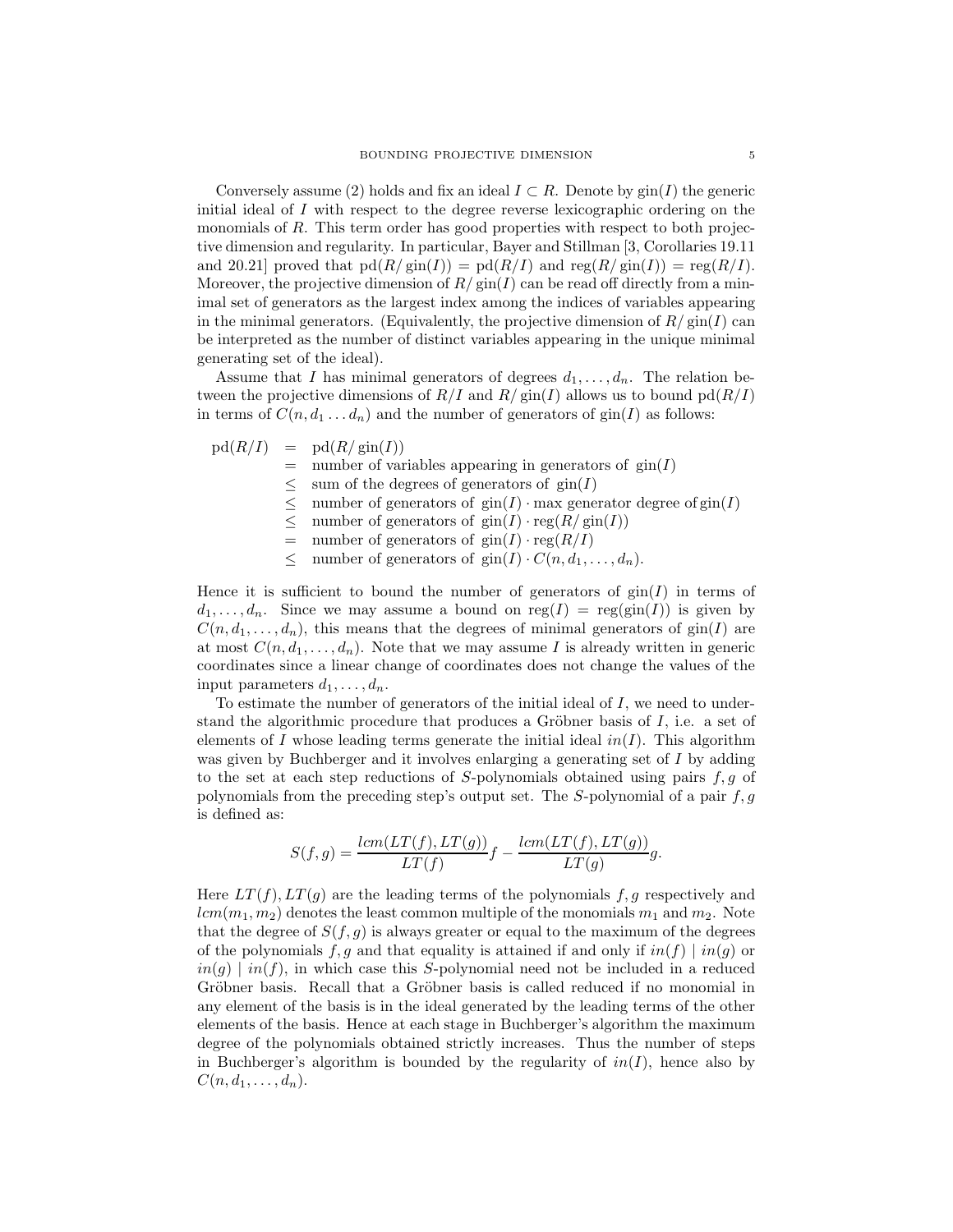Conversely assume (2) holds and fix an ideal $I \subset R$. Denote by $\operatorname{gin}(I)$ the generic initial ideal of $I$ with respect to the degree reverse lexicographic ordering on the monomials of $R$. This term order has good properties with respect to both projective dimension and regularity. In particular, Bayer and Stillman [3, Corollaries 19.11 and 20.21] proved that $\operatorname{pd}(R/\operatorname{gin}(I)) = \operatorname{pd}(R/I)$ and $\operatorname{reg}(R/\operatorname{gin}(I)) = \operatorname{reg}(R/I)$. Moreover, the projective dimension of $R/\operatorname{gin}(I)$ can be read off directly from a minimal set of generators as the largest index among the indices of variables appearing in the minimal generators. (Equivalently, the projective dimension of $R/\operatorname{gin}(I)$ can be interpreted as the number of distinct variables appearing in the unique minimal generating set of the ideal).

Assume that $I$ has minimal generators of degrees $d_1, \dots, d_n$. The relation between the projective dimensions of $R/I$ and $R/\operatorname{gin}(I)$ allows us to bound $\operatorname{pd}(R/I)$ in terms of $C(n, d_1 \dots d_n)$ and the number of generators of $\operatorname{gin}(I)$ as follows:

$$
\begin{aligned}
\operatorname{pd}(R/I) &= \operatorname{pd}(R/\operatorname{gin}(I)) \\
&= \text{number of variables appearing in generators of } \operatorname{gin}(I) \\
&\leq \text{sum of the degrees of generators of } \operatorname{gin}(I) \\
&\leq \text{number of generators of } \operatorname{gin}(I) \cdot \text{max generator degree of} \operatorname{gin}(I) \\
&\leq \text{number of generators of } \operatorname{gin}(I) \cdot \operatorname{reg}(R/\operatorname{gin}(I)) \\
&= \text{number of generators of } \operatorname{gin}(I) \cdot \operatorname{reg}(R/I) \\
&\leq \text{number of generators of } \operatorname{gin}(I) \cdot C(n, d_1, \dots, d_n).
\end{aligned}
$$

Hence it is sufficient to bound the number of generators of $\operatorname{gin}(I)$ in terms of $d_1, \dots, d_n$. Since we may assume a bound on $\operatorname{reg}(I) = \operatorname{reg}(\operatorname{gin}(I))$ is given by $C(n, d_1, \dots, d_n)$, this means that the degrees of minimal generators of $\operatorname{gin}(I)$ are at most $C(n, d_1, \dots, d_n)$. Note that we may assume $I$ is already written in generic coordinates since a linear change of coordinates does not change the values of the input parameters $d_1, \dots, d_n$.

To estimate the number of generators of the initial ideal of $I$, we need to understand the algorithmic procedure that produces a Gröbner basis of $I$, i.e. a set of elements of $I$ whose leading terms generate the initial ideal $in(I)$. This algorithm was given by Buchberger and it involves enlarging a generating set of $I$ by adding to the set at each step reductions of $S$-polynomials obtained using pairs $f, g$ of polynomials from the preceding step's output set. The $S$-polynomial of a pair $f, g$ is defined as:

$$S(f,g) = \frac{lcm(LT(f), LT(g))}{LT(f)} f - \frac{lcm(LT(f), LT(g))}{LT(g)} g.$$

Here $LT(f), LT(g)$ are the leading terms of the polynomials $f, g$ respectively and $lcm(m_1, m_2)$ denotes the least common multiple of the monomials $m_1$ and $m_2$. Note that the degree of $S(f,g)$ is always greater or equal to the maximum of the degrees of the polynomials $f, g$ and that equality is attained if and only if $in(f) \mid in(g)$ or $in(g) \mid in(f)$, in which case this $S$-polynomial need not be included in a reduced Gröbner basis. Recall that a Gröbner basis is called reduced if no monomial in any element of the basis is in the ideal generated by the leading terms of the other elements of the basis. Hence at each stage in Buchberger's algorithm the maximum degree of the polynomials obtained strictly increases. Thus the number of steps in Buchberger's algorithm is bounded by the regularity of $in(I)$, hence also by $C(n, d_1, \dots, d_n)$.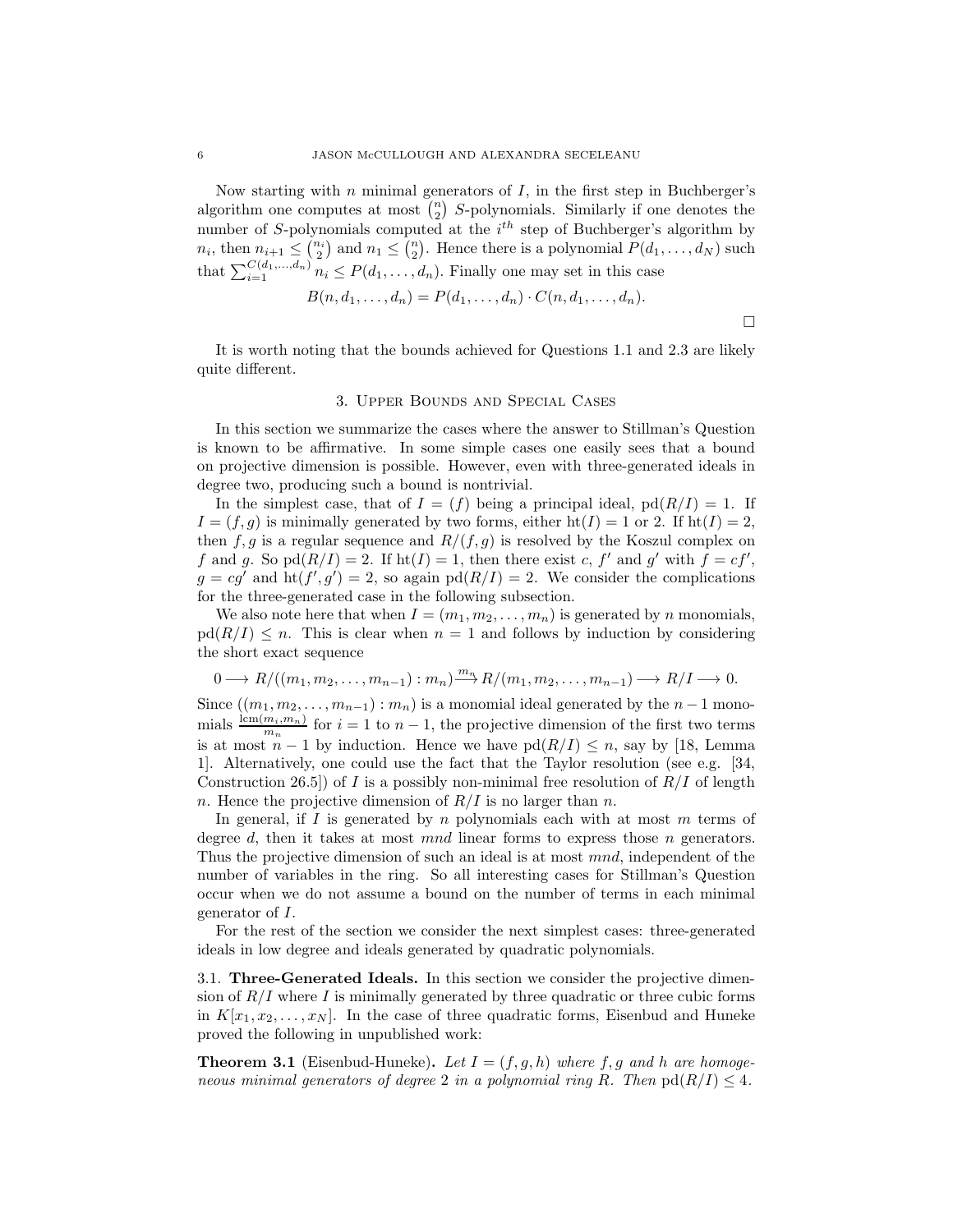Now starting with $n$ minimal generators of $I$, in the first step in Buchberger's algorithm one computes at most $\binom{n}{2}$ $S$-polynomials. Similarly if one denotes the number of $S$-polynomials computed at the $i^{th}$ step of Buchberger's algorithm by $n_i$, then $n_{i+1} \leq \binom{n_i}{2}$ and $n_1 \leq \binom{n}{2}$. Hence there is a polynomial $P(d_1, \ldots, d_N)$ such that $\sum_{i=1}^{C(d_1,\ldots,d_n)} n_i \leq P(d_1, \ldots, d_n)$. Finally one may set in this case

$$B(n, d_1, \ldots, d_n) = P(d_1, \ldots, d_n) \cdot C(n, d_1, \ldots, d_n).$$

□

It is worth noting that the bounds achieved for Questions 1.1 and 2.3 are likely quite different.

## 3. Upper Bounds and Special Cases

In this section we summarize the cases where the answer to Stillman's Question is known to be affirmative. In some simple cases one easily sees that a bound on projective dimension is possible. However, even with three-generated ideals in degree two, producing such a bound is nontrivial.

In the simplest case, that of $I = (f)$ being a principal ideal, $\operatorname{pd}(R/I) = 1$. If $I = (f, g)$ is minimally generated by two forms, either $\operatorname{ht}(I) = 1$ or 2. If $\operatorname{ht}(I) = 2$, then $f, g$ is a regular sequence and $R/(f, g)$ is resolved by the Koszul complex on $f$ and $g$. So $\operatorname{pd}(R/I) = 2$. If $\operatorname{ht}(I) = 1$, then there exist $c$, $f'$ and $g'$ with $f = cf'$, $g = cg'$ and $\operatorname{ht}(f', g') = 2$, so again $\operatorname{pd}(R/I) = 2$. We consider the complications for the three-generated case in the following subsection.

We also note here that when $I = (m_1, m_2, \ldots, m_n)$ is generated by $n$ monomials, $\operatorname{pd}(R/I) \leq n$. This is clear when $n = 1$ and follows by induction by considering the short exact sequence

$$0 \longrightarrow R/((m_1, m_2, \ldots, m_{n-1}) : m_n) \xrightarrow{m_n} R/(m_1, m_2, \ldots, m_{n-1}) \longrightarrow R/I \longrightarrow 0.$$

Since $((m_1, m_2, \ldots, m_{n-1}) : m_n)$ is a monomial ideal generated by the $n-1$ monomials $\frac{\operatorname{lcm}(m_i, m_n)}{m_n}$ for $i = 1$ to $n-1$, the projective dimension of the first two terms is at most $n-1$ by induction. Hence we have $\operatorname{pd}(R/I) \leq n$, say by [18, Lemma 1]. Alternatively, one could use the fact that the Taylor resolution (see e.g. [34, Construction 26.5]) of $I$ is a possibly non-minimal free resolution of $R/I$ of length $n$. Hence the projective dimension of $R/I$ is no larger than $n$.

In general, if $I$ is generated by $n$ polynomials each with at most $m$ terms of degree $d$, then it takes at most $mnd$ linear forms to express those $n$ generators. Thus the projective dimension of such an ideal is at most $mnd$, independent of the number of variables in the ring. So all interesting cases for Stillman's Question occur when we do not assume a bound on the number of terms in each minimal generator of $I$.

For the rest of the section we consider the next simplest cases: three-generated ideals in low degree and ideals generated by quadratic polynomials.

### 3.1. Three-Generated Ideals.

In this section we consider the projective dimension of $R/I$ where $I$ is minimally generated by three quadratic or three cubic forms in $K[x_1, x_2, \ldots, x_N]$. In the case of three quadratic forms, Eisenbud and Huneke proved the following in unpublished work:

**Theorem 3.1** (Eisenbud-Huneke). *Let $I = (f, g, h)$ where $f, g$ and $h$ are homogeneous minimal generators of degree 2 in a polynomial ring $R$. Then $\operatorname{pd}(R/I) \leq 4$.*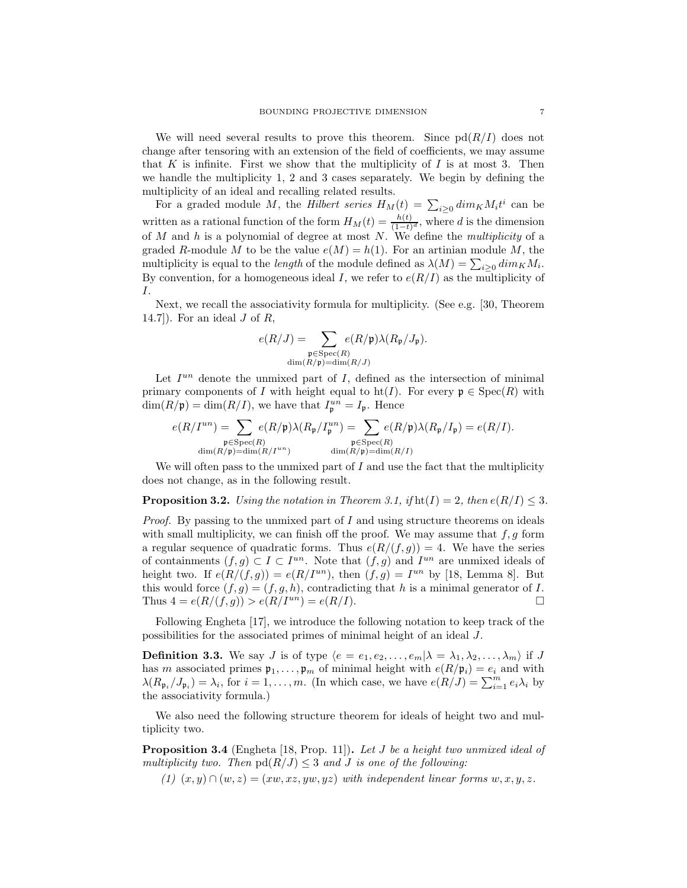We will need several results to prove this theorem. Since $\operatorname{pd}(R/I)$ does not change after tensoring with an extension of the field of coefficients, we may assume that $K$ is infinite. First we show that the multiplicity of $I$ is at most 3. Then we handle the multiplicity 1, 2 and 3 cases separately. We begin by defining the multiplicity of an ideal and recalling related results.

For a graded module $M$, the *Hilbert series* $H_M(t) = \sum_{i \geq 0} dim_K M_i t^i$ can be written as a rational function of the form $H_M(t) = \frac{h(t)}{(1-t)^d}$, where $d$ is the dimension of $M$ and $h$ is a polynomial of degree at most $N$. We define the *multiplicity* of a graded $R$-module $M$ to be the value $e(M) = h(1)$. For an artinian module $M$, the multiplicity is equal to the *length* of the module defined as $\lambda(M) = \sum_{i \geq 0} dim_K M_i$. By convention, for a homogeneous ideal $I$, we refer to $e(R/I)$ as the multiplicity of $I$.

Next, we recall the associativity formula for multiplicity. (See e.g. [30, Theorem 14.7]). For an ideal $J$ of $R$,

$$e(R/J) = \sum_{\substack{\mathfrak{p} \in \operatorname{Spec}(R) \\ \dim(R/\mathfrak{p}) = \dim(R/J)}} e(R/\mathfrak{p}) \lambda(R_\mathfrak{p}/J_\mathfrak{p}).$$

Let $I^{un}$ denote the unmixed part of $I$, defined as the intersection of minimal primary components of $I$ with height equal to $\operatorname{ht}(I)$. For every $\mathfrak{p} \in \operatorname{Spec}(R)$ with $\dim(R/\mathfrak{p}) = \dim(R/I)$, we have that $I^{un}_\mathfrak{p} = I_\mathfrak{p}$. Hence

$$e(R/I^{un}) = \sum_{\substack{\mathfrak{p} \in \operatorname{Spec}(R) \\ \dim(R/\mathfrak{p}) = \dim(R/I^{un})}} e(R/\mathfrak{p}) \lambda(R_\mathfrak{p}/I^{un}_\mathfrak{p}) = \sum_{\substack{\mathfrak{p} \in \operatorname{Spec}(R) \\ \dim(R/\mathfrak{p}) = \dim(R/I)}} e(R/\mathfrak{p}) \lambda(R_\mathfrak{p}/I_\mathfrak{p}) = e(R/I).$$

We will often pass to the unmixed part of $I$ and use the fact that the multiplicity does not change, as in the following result.

**Proposition 3.2.** *Using the notation in Theorem 3.1, if* $\operatorname{ht}(I) = 2$*, then* $e(R/I) \leq 3$.

*Proof.* By passing to the unmixed part of $I$ and using structure theorems on ideals with small multiplicity, we can finish off the proof. We may assume that $f, g$ form a regular sequence of quadratic forms. Thus $e(R/(f,g)) = 4$. We have the series of containments $(f,g) \subset I \subset I^{un}$. Note that $(f,g)$ and $I^{un}$ are unmixed ideals of height two. If $e(R/(f,g)) = e(R/I^{un})$, then $(f,g) = I^{un}$ by [18, Lemma 8]. But this would force $(f,g) = (f,g,h)$, contradicting that $h$ is a minimal generator of $I$. Thus $4 = e(R/(f,g)) > e(R/I^{un}) = e(R/I)$. □

Following Engheta [17], we introduce the following notation to keep track of the possibilities for the associated primes of minimal height of an ideal $J$.

**Definition 3.3.** We say $J$ is of type $\langle e = e_1, e_2, \ldots, e_m | \lambda = \lambda_1, \lambda_2, \ldots, \lambda_m \rangle$ if $J$ has $m$ associated primes $\mathfrak{p}_1, \ldots, \mathfrak{p}_m$ of minimal height with $e(R/\mathfrak{p}_i) = e_i$ and with $\lambda(R_{\mathfrak{p}_i}/J_{\mathfrak{p}_i}) = \lambda_i$, for $i = 1, \ldots, m$. (In which case, we have $e(R/J) = \sum_{i=1}^m e_i \lambda_i$ by the associativity formula.)

We also need the following structure theorem for ideals of height two and multiplicity two.

**Proposition 3.4** (Engheta [18, Prop. 11])**.** *Let $J$ be a height two unmixed ideal of multiplicity two. Then $\operatorname{pd}(R/J) \leq 3$ and $J$ is one of the following:*

*(1) $(x,y) \cap (w,z) = (xw, xz, yw, yz)$ with independent linear forms $w, x, y, z$.*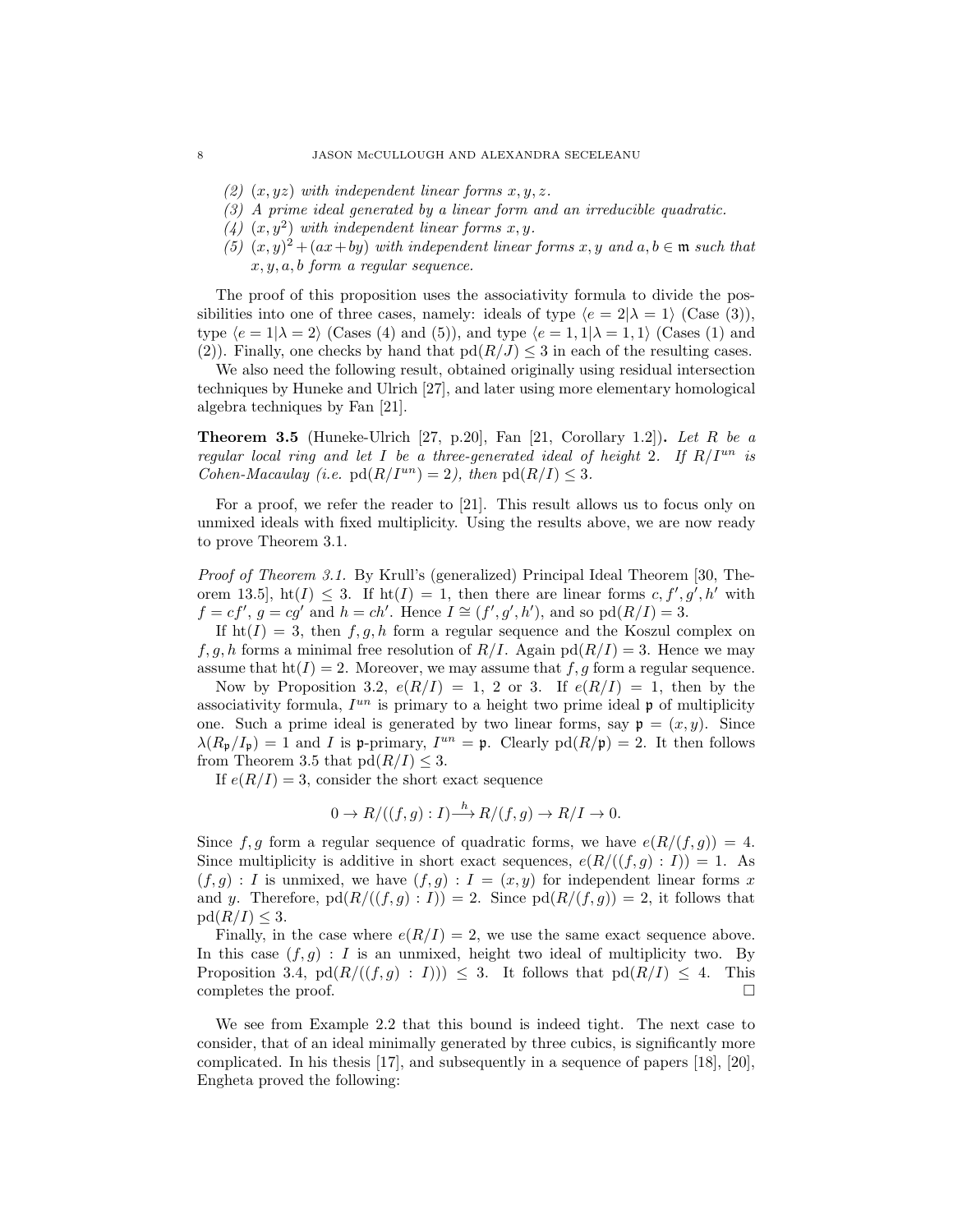(2) $(x, yz)$ *with independent linear forms* $x, y, z$.
(3) *A prime ideal generated by a linear form and an irreducible quadratic.*
(4) $(x, y^2)$ *with independent linear forms* $x, y$.
(5) $(x, y)^2 + (ax+by)$ *with independent linear forms* $x, y$ *and* $a, b \in \mathfrak{m}$ *such that* $x, y, a, b$ *form a regular sequence.*

The proof of this proposition uses the associativity formula to divide the possibilities into one of three cases, namely: ideals of type $\langle e = 2|\lambda = 1\rangle$ (Case (3)), type $\langle e = 1|\lambda = 2\rangle$ (Cases (4) and (5)), and type $\langle e = 1, 1|\lambda = 1, 1\rangle$ (Cases (1) and (2)). Finally, one checks by hand that $\mathrm{pd}(R/J) \leq 3$ in each of the resulting cases.

We also need the following result, obtained originally using residual intersection techniques by Huneke and Ulrich [27], and later using more elementary homological algebra techniques by Fan [21].

**Theorem 3.5** (Huneke-Ulrich [27, p.20], Fan [21, Corollary 1.2])**.** *Let* $R$ *be a regular local ring and let* $I$ *be a three-generated ideal of height* 2*. If* $R/I^{un}$ *is Cohen-Macaulay (i.e.* $\mathrm{pd}(R/I^{un}) = 2$*), then* $\mathrm{pd}(R/I) \leq 3$*.*

For a proof, we refer the reader to [21]. This result allows us to focus only on unmixed ideals with fixed multiplicity. Using the results above, we are now ready to prove Theorem 3.1.

*Proof of Theorem 3.1.* By Krull's (generalized) Principal Ideal Theorem [30, Theorem 13.5], $\mathrm{ht}(I) \leq 3$. If $\mathrm{ht}(I) = 1$, then there are linear forms $c, f', g', h'$ with $f = cf'$, $g = cg'$ and $h = ch'$. Hence $I \cong (f', g', h')$, and so $\mathrm{pd}(R/I) = 3$.

If $\mathrm{ht}(I) = 3$, then $f, g, h$ form a regular sequence and the Koszul complex on $f, g, h$ forms a minimal free resolution of $R/I$. Again $\mathrm{pd}(R/I) = 3$. Hence we may assume that $\mathrm{ht}(I) = 2$. Moreover, we may assume that $f, g$ form a regular sequence.

Now by Proposition 3.2, $e(R/I) = 1$, 2 or 3. If $e(R/I) = 1$, then by the associativity formula, $I^{un}$ is primary to a height two prime ideal $\mathfrak{p}$ of multiplicity one. Such a prime ideal is generated by two linear forms, say $\mathfrak{p} = (x, y)$. Since $\lambda(R_\mathfrak{p}/I_\mathfrak{p}) = 1$ and $I$ is $\mathfrak{p}$-primary, $I^{un} = \mathfrak{p}$. Clearly $\mathrm{pd}(R/\mathfrak{p}) = 2$. It then follows from Theorem 3.5 that $\mathrm{pd}(R/I) \leq 3$.

If $e(R/I) = 3$, consider the short exact sequence

$$0 \to R/((f,g) : I) \xrightarrow{h} R/(f,g) \to R/I \to 0.$$

Since $f, g$ form a regular sequence of quadratic forms, we have $e(R/(f,g)) = 4$. Since multiplicity is additive in short exact sequences, $e(R/((f,g) : I)) = 1$. As $(f,g) : I$ is unmixed, we have $(f,g) : I = (x,y)$ for independent linear forms $x$ and $y$. Therefore, $\mathrm{pd}(R/((f,g) : I)) = 2$. Since $\mathrm{pd}(R/(f,g)) = 2$, it follows that $\mathrm{pd}(R/I) \leq 3$.

Finally, in the case where $e(R/I) = 2$, we use the same exact sequence above. In this case $(f,g) : I$ is an unmixed, height two ideal of multiplicity two. By Proposition 3.4, $\mathrm{pd}(R/((f,g) : I))) \leq 3$. It follows that $\mathrm{pd}(R/I) \leq 4$. This completes the proof. $\square$

We see from Example 2.2 that this bound is indeed tight. The next case to consider, that of an ideal minimally generated by three cubics, is significantly more complicated. In his thesis [17], and subsequently in a sequence of papers [18], [20], Engheta proved the following: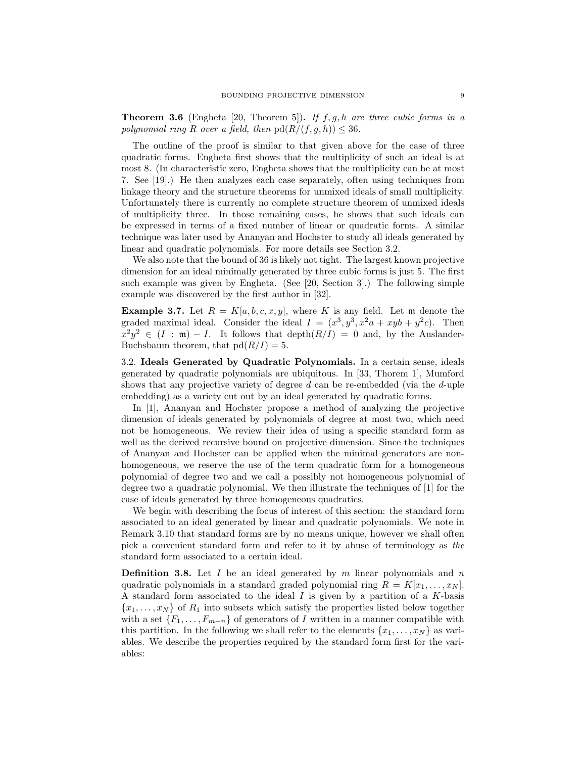**Theorem 3.6** (Engheta [20, Theorem 5])**.** *If $f, g, h$ are three cubic forms in a polynomial ring $R$ over a field, then $\operatorname{pd}(R/(f,g,h)) \leq 36$.*

The outline of the proof is similar to that given above for the case of three quadratic forms. Engheta first shows that the multiplicity of such an ideal is at most 8. (In characteristic zero, Engheta shows that the multiplicity can be at most 7. See [19].) He then analyzes each case separately, often using techniques from linkage theory and the structure theorems for unmixed ideals of small multiplicity. Unfortunately there is currently no complete structure theorem of unmixed ideals of multiplicity three. In those remaining cases, he shows that such ideals can be expressed in terms of a fixed number of linear or quadratic forms. A similar technique was later used by Ananyan and Hochster to study all ideals generated by linear and quadratic polynomials. For more details see Section 3.2.

We also note that the bound of 36 is likely not tight. The largest known projective dimension for an ideal minimally generated by three cubic forms is just 5. The first such example was given by Engheta. (See [20, Section 3].) The following simple example was discovered by the first author in [32].

**Example 3.7.** Let $R = K[a,b,c,x,y]$, where $K$ is any field. Let $\mathfrak{m}$ denote the graded maximal ideal. Consider the ideal $I = (x^3, y^3, x^2a + xyb + y^2c)$. Then $x^2y^2 \in (I : \mathfrak{m}) - I$. It follows that $\operatorname{depth}(R/I) = 0$ and, by the Auslander-Buchsbaum theorem, that $\operatorname{pd}(R/I) = 5$.

## 3.2. Ideals Generated by Quadratic Polynomials.

In a certain sense, ideals generated by quadratic polynomials are ubiquitous. In [33, Thorem 1], Mumford shows that any projective variety of degree $d$ can be re-embedded (via the $d$-uple embedding) as a variety cut out by an ideal generated by quadratic forms.

In [1], Ananyan and Hochster propose a method of analyzing the projective dimension of ideals generated by polynomials of degree at most two, which need not be homogeneous. We review their idea of using a specific standard form as well as the derived recursive bound on projective dimension. Since the techniques of Ananyan and Hochster can be applied when the minimal generators are non-homogeneous, we reserve the use of the term quadratic form for a homogeneous polynomial of degree two and we call a possibly not homogeneous polynomial of degree two a quadratic polynomial. We then illustrate the techniques of [1] for the case of ideals generated by three homogeneous quadratics.

We begin with describing the focus of interest of this section: the standard form associated to an ideal generated by linear and quadratic polynomials. We note in Remark 3.10 that standard forms are by no means unique, however we shall often pick a convenient standard form and refer to it by abuse of terminology as *the* standard form associated to a certain ideal.

**Definition 3.8.** Let $I$ be an ideal generated by $m$ linear polynomials and $n$ quadratic polynomials in a standard graded polynomial ring $R = K[x_1, \dots, x_N]$. A standard form associated to the ideal $I$ is given by a partition of a $K$-basis $\{x_1, \dots, x_N\}$ of $R_1$ into subsets which satisfy the properties listed below together with a set $\{F_1, \dots, F_{m+n}\}$ of generators of $I$ written in a manner compatible with this partition. In the following we shall refer to the elements $\{x_1, \dots, x_N\}$ as variables. We describe the properties required by the standard form first for the variables: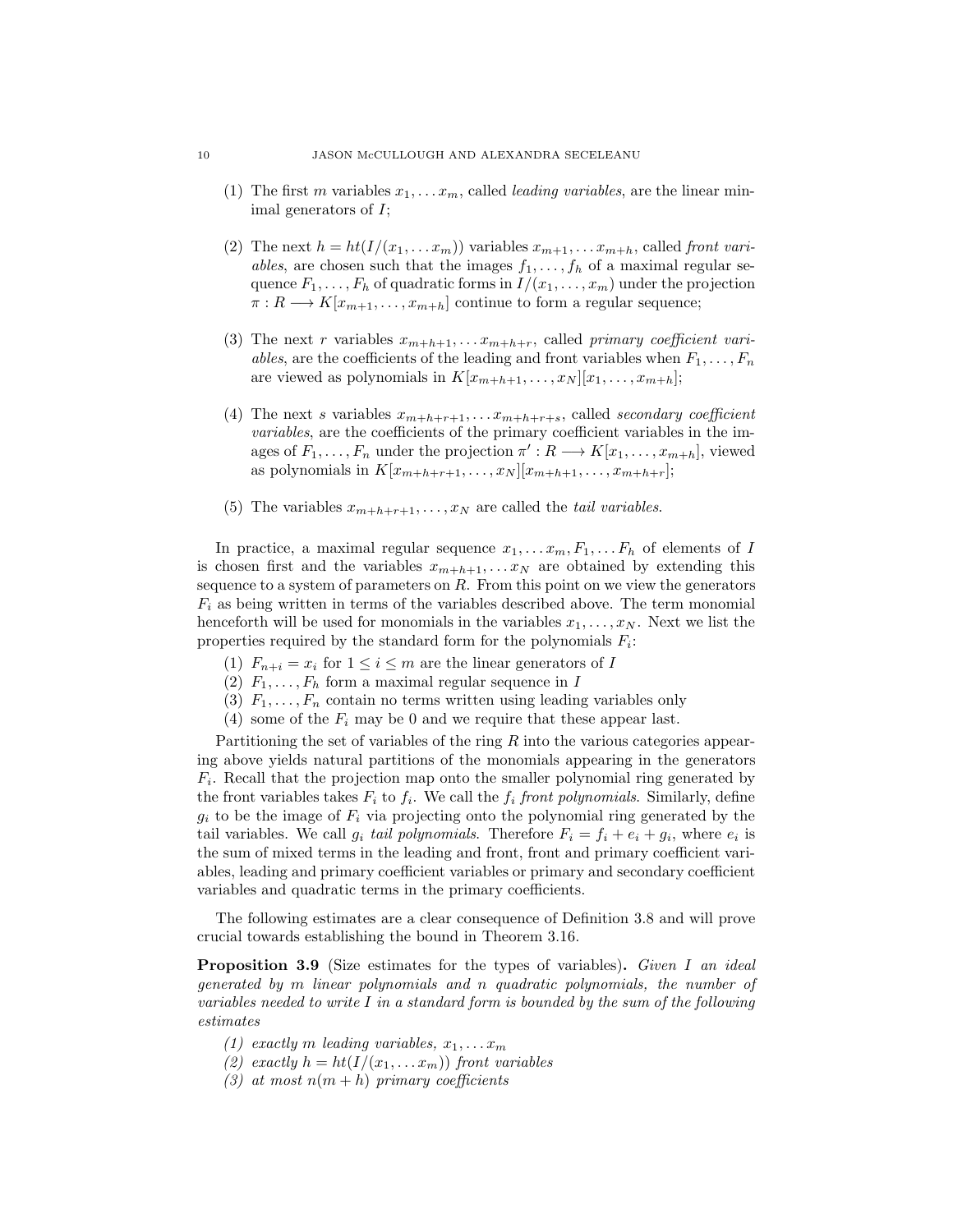(1) The first $m$ variables $x_1, \dots x_m$, called *leading variables*, are the linear minimal generators of $I$;

(2) The next $h = ht(I/(x_1, \dots x_m))$ variables $x_{m+1}, \dots x_{m+h}$, called *front variables*, are chosen such that the images $f_1, \dots, f_h$ of a maximal regular sequence $F_1, \dots, F_h$ of quadratic forms in $I/(x_1, \dots, x_m)$ under the projection $\pi : R \longrightarrow K[x_{m+1}, \dots, x_{m+h}]$ continue to form a regular sequence;

(3) The next $r$ variables $x_{m+h+1}, \dots x_{m+h+r}$, called *primary coefficient variables*, are the coefficients of the leading and front variables when $F_1, \dots, F_n$ are viewed as polynomials in $K[x_{m+h+1}, \dots, x_N][x_1, \dots, x_{m+h}]$;

(4) The next $s$ variables $x_{m+h+r+1}, \dots x_{m+h+r+s}$, called *secondary coefficient variables*, are the coefficients of the primary coefficient variables in the images of $F_1, \dots, F_n$ under the projection $\pi' : R \longrightarrow K[x_1, \dots, x_{m+h}]$, viewed as polynomials in $K[x_{m+h+r+1}, \dots, x_N][x_{m+h+1}, \dots, x_{m+h+r}]$;

(5) The variables $x_{m+h+r+1}, \dots, x_N$ are called the *tail variables*.

In practice, a maximal regular sequence $x_1, \dots x_m, F_1, \dots F_h$ of elements of $I$ is chosen first and the variables $x_{m+h+1}, \dots x_N$ are obtained by extending this sequence to a system of parameters on $R$. From this point on we view the generators $F_i$ as being written in terms of the variables described above. The term monomial henceforth will be used for monomials in the variables $x_1, \dots, x_N$. Next we list the properties required by the standard form for the polynomials $F_i$:

(1) $F_{n+i} = x_i$ for $1 \le i \le m$ are the linear generators of $I$
(2) $F_1, \dots, F_h$ form a maximal regular sequence in $I$
(3) $F_1, \dots, F_n$ contain no terms written using leading variables only
(4) some of the $F_i$ may be 0 and we require that these appear last.

Partitioning the set of variables of the ring $R$ into the various categories appearing above yields natural partitions of the monomials appearing in the generators $F_i$. Recall that the projection map onto the smaller polynomial ring generated by the front variables takes $F_i$ to $f_i$. We call the $f_i$ *front polynomials*. Similarly, define $g_i$ to be the image of $F_i$ via projecting onto the polynomial ring generated by the tail variables. We call $g_i$ *tail polynomials*. Therefore $F_i = f_i + e_i + g_i$, where $e_i$ is the sum of mixed terms in the leading and front, front and primary coefficient variables, leading and primary coefficient variables or primary and secondary coefficient variables and quadratic terms in the primary coefficients.

The following estimates are a clear consequence of Definition 3.8 and will prove crucial towards establishing the bound in Theorem 3.16.

**Proposition 3.9** (Size estimates for the types of variables)**.** *Given $I$ an ideal generated by $m$ linear polynomials and $n$ quadratic polynomials, the number of variables needed to write $I$ in a standard form is bounded by the sum of the following estimates*

(1) *exactly $m$ leading variables, $x_1, \dots x_m$*
(2) *exactly $h = ht(I/(x_1, \dots x_m))$ front variables*
(3) *at most $n(m+h)$ primary coefficients*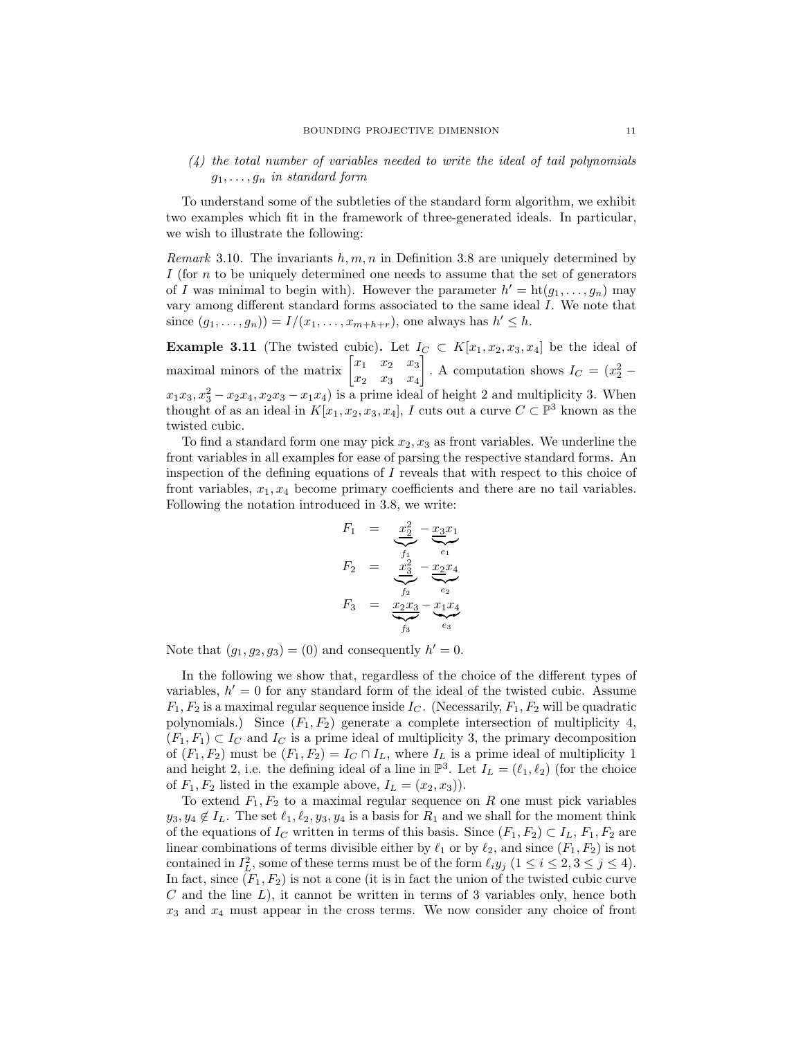*(4) the total number of variables needed to write the ideal of tail polynomials $g_1, \ldots, g_n$ in standard form*

To understand some of the subtleties of the standard form algorithm, we exhibit two examples which fit in the framework of three-generated ideals. In particular, we wish to illustrate the following:

*Remark* 3.10. The invariants $h, m, n$ in Definition 3.8 are uniquely determined by $I$ (for $n$ to be uniquely determined one needs to assume that the set of generators of $I$ was minimal to begin with). However the parameter $h' = \operatorname{ht}(g_1, \ldots, g_n)$ may vary among different standard forms associated to the same ideal $I$. We note that since $(g_1, \ldots, g_n)) = I/(x_1, \ldots, x_{m+h+r})$, one always has $h' \leq h$.

**Example 3.11** (The twisted cubic)**.** Let $I_C \subset K[x_1, x_2, x_3, x_4]$ be the ideal of maximal minors of the matrix $\begin{bmatrix} x_1 & x_2 & x_3 \\ x_2 & x_3 & x_4 \end{bmatrix}$. A computation shows $I_C = (x_2^2 - x_1x_3, x_3^2 - x_2x_4, x_2x_3 - x_1x_4)$ is a prime ideal of height 2 and multiplicity 3. When thought of as an ideal in $K[x_1, x_2, x_3, x_4]$, $I$ cuts out a curve $C \subset \mathbb{P}^3$ known as the twisted cubic.

To find a standard form one may pick $x_2, x_3$ as front variables. We underline the front variables in all examples for ease of parsing the respective standard forms. An inspection of the defining equations of $I$ reveals that with respect to this choice of front variables, $x_1, x_4$ become primary coefficients and there are no tail variables. Following the notation introduced in 3.8, we write:

$$\begin{aligned} F_1 &= \underbrace{\underline{x_2}^2}_{f_1} - \underbrace{\underline{x_3}x_1}_{e_1} \\ F_2 &= \underbrace{\underline{x_3}^2}_{f_2} - \underbrace{\underline{x_2}x_4}_{e_2} \\ F_3 &= \underbrace{\underline{x_2}\,\underline{x_3}}_{f_3} - \underbrace{x_1x_4}_{e_3} \end{aligned}$$

Note that $(g_1, g_2, g_3) = (0)$ and consequently $h' = 0$.

In the following we show that, regardless of the choice of the different types of variables, $h' = 0$ for any standard form of the ideal of the twisted cubic. Assume $F_1, F_2$ is a maximal regular sequence inside $I_C$. (Necessarily, $F_1, F_2$ will be quadratic polynomials.) Since $(F_1, F_2)$ generate a complete intersection of multiplicity 4, $(F_1, F_1) \subset I_C$ and $I_C$ is a prime ideal of multiplicity 3, the primary decomposition of $(F_1, F_2)$ must be $(F_1, F_2) = I_C \cap I_L$, where $I_L$ is a prime ideal of multiplicity 1 and height 2, i.e. the defining ideal of a line in $\mathbb{P}^3$. Let $I_L = (\ell_1, \ell_2)$ (for the choice of $F_1, F_2$ listed in the example above, $I_L = (x_2, x_3)$).

To extend $F_1, F_2$ to a maximal regular sequence on $R$ one must pick variables $y_3, y_4 \notin I_L$. The set $\ell_1, \ell_2, y_3, y_4$ is a basis for $R_1$ and we shall for the moment think of the equations of $I_C$ written in terms of this basis. Since $(F_1, F_2) \subset I_L$, $F_1, F_2$ are linear combinations of terms divisible either by $\ell_1$ or by $\ell_2$, and since $(F_1, F_2)$ is not contained in $I_L^2$, some of these terms must be of the form $\ell_i y_j$ $(1 \leq i \leq 2, 3 \leq j \leq 4)$. In fact, since $(F_1, F_2)$ is not a cone (it is in fact the union of the twisted cubic curve $C$ and the line $L$), it cannot be written in terms of 3 variables only, hence both $x_3$ and $x_4$ must appear in the cross terms. We now consider any choice of front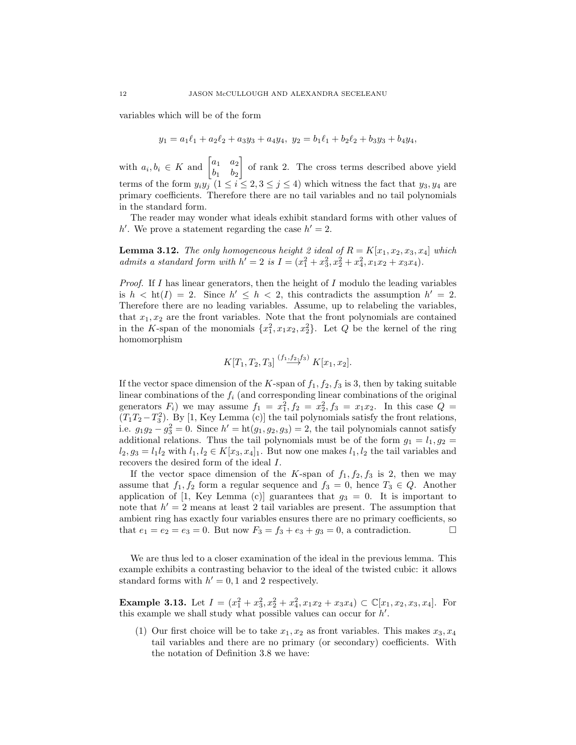variables which will be of the form

$$y_1 = a_1\ell_1 + a_2\ell_2 + a_3y_3 + a_4y_4,\ y_2 = b_1\ell_1 + b_2\ell_2 + b_3y_3 + b_4y_4,$$

with $a_i, b_i \in K$ and $\begin{bmatrix} a_1 & a_2 \\ b_1 & b_2 \end{bmatrix}$ of rank 2. The cross terms described above yield terms of the form $y_iy_j$ ($1 \le i \le 2, 3 \le j \le 4$) which witness the fact that $y_3, y_4$ are primary coefficients. Therefore there are no tail variables and no tail polynomials in the standard form.

The reader may wonder what ideals exhibit standard forms with other values of $h'$. We prove a statement regarding the case $h' = 2$.

**Lemma 3.12.** *The only homogeneous height 2 ideal of $R = K[x_1, x_2, x_3, x_4]$ which admits a standard form with $h' = 2$ is $I = (x_1^2 + x_3^2, x_2^2 + x_4^2, x_1x_2 + x_3x_4)$.*

*Proof.* If $I$ has linear generators, then the height of $I$ modulo the leading variables is $h < \operatorname{ht}(I) = 2$. Since $h' \le h < 2$, this contradicts the assumption $h' = 2$. Therefore there are no leading variables. Assume, up to relabeling the variables, that $x_1, x_2$ are the front variables. Note that the front polynomials are contained in the $K$-span of the monomials $\{x_1^2, x_1x_2, x_2^2\}$. Let $Q$ be the kernel of the ring homomorphism

$$K[T_1, T_2, T_3] \xrightarrow{(f_1, f_2, f_3)} K[x_1, x_2].$$

If the vector space dimension of the $K$-span of $f_1, f_2, f_3$ is 3, then by taking suitable linear combinations of the $f_i$ (and corresponding linear combinations of the original generators $F_i$) we may assume $f_1 = x_1^2, f_2 = x_2^2, f_3 = x_1x_2$. In this case $Q = (T_1T_2 - T_3^2)$. By [1, Key Lemma (c)] the tail polynomials satisfy the front relations, i.e. $g_1g_2 - g_3^2 = 0$. Since $h' = \operatorname{ht}(g_1, g_2, g_3) = 2$, the tail polynomials cannot satisfy additional relations. Thus the tail polynomials must be of the form $g_1 = l_1, g_2 = l_2, g_3 = l_1l_2$ with $l_1, l_2 \in K[x_3, x_4]_1$. But now one makes $l_1, l_2$ the tail variables and recovers the desired form of the ideal $I$.

If the vector space dimension of the $K$-span of $f_1, f_2, f_3$ is 2, then we may assume that $f_1, f_2$ form a regular sequence and $f_3 = 0$, hence $T_3 \in Q$. Another application of [1, Key Lemma (c)] guarantees that $g_3 = 0$. It is important to note that $h' = 2$ means at least 2 tail variables are present. The assumption that ambient ring has exactly four variables ensures there are no primary coefficients, so that $e_1 = e_2 = e_3 = 0$. But now $F_3 = f_3 + e_3 + g_3 = 0$, a contradiction. $\square$

We are thus led to a closer examination of the ideal in the previous lemma. This example exhibits a contrasting behavior to the ideal of the twisted cubic: it allows standard forms with $h' = 0, 1$ and 2 respectively.

**Example 3.13.** Let $I = (x_1^2 + x_3^2, x_2^2 + x_4^2, x_1x_2 + x_3x_4) \subset \mathbb{C}[x_1, x_2, x_3, x_4]$. For this example we shall study what possible values can occur for $h'$.

1. Our first choice will be to take $x_1, x_2$ as front variables. This makes $x_3, x_4$ tail variables and there are no primary (or secondary) coefficients. With the notation of Definition 3.8 we have: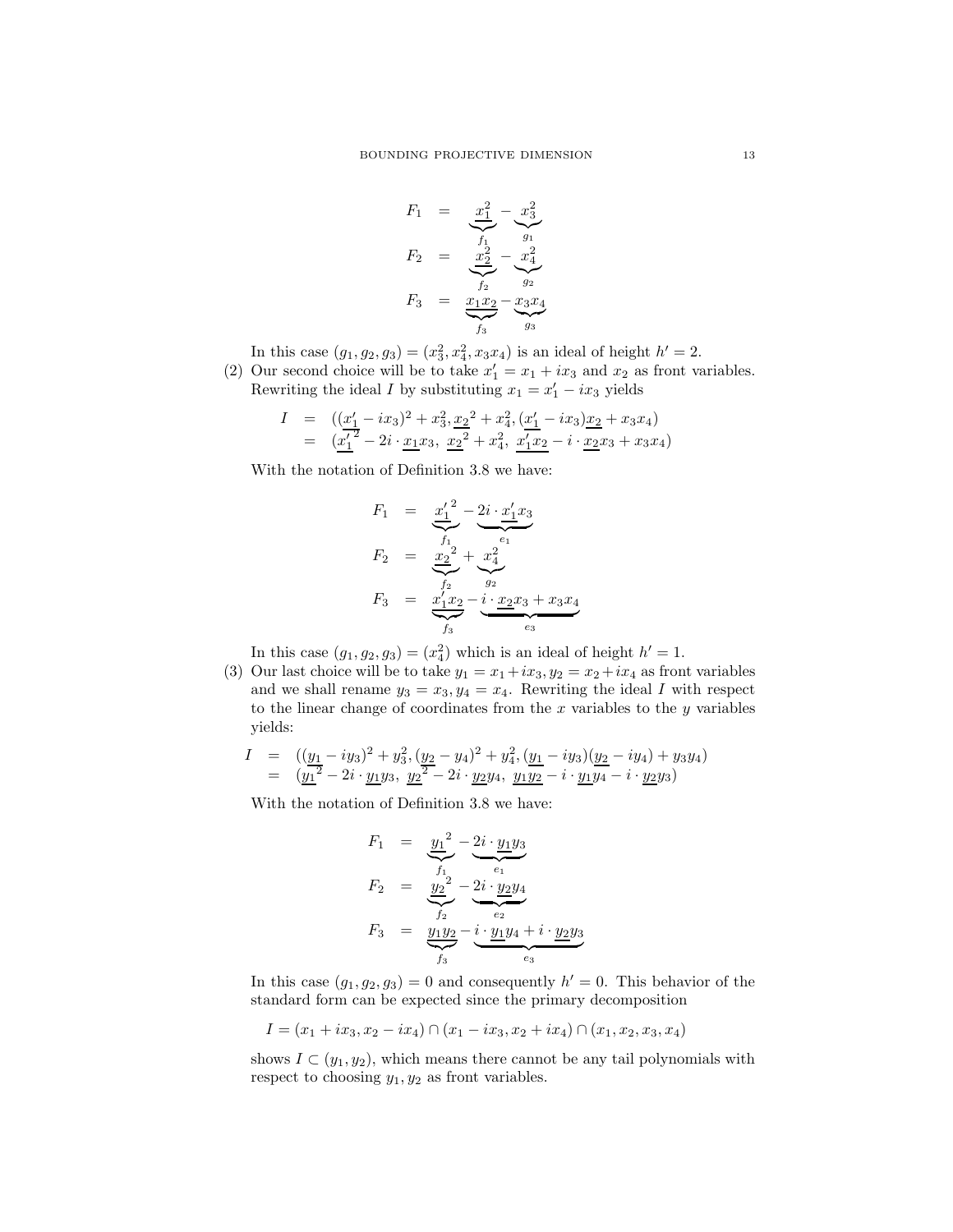$$
\begin{aligned}
F_1 &= \underbrace{\underline{x_1}^2}_{f_1} - \underbrace{x_3^2}_{g_1} \\
F_2 &= \underbrace{\underline{x_2}^2}_{f_2} - \underbrace{x_4^2}_{g_2} \\
F_3 &= \underbrace{\underline{x_1}\underline{x_2}}_{f_3} - \underbrace{x_3 x_4}_{g_3}
\end{aligned}
$$

In this case $(g_1, g_2, g_3) = (x_3^2, x_4^2, x_3x_4)$ is an ideal of height $h' = 2$.

(2) Our second choice will be to take $x_1' = x_1 + ix_3$ and $x_2$ as front variables. Rewriting the ideal $I$ by substituting $x_1 = x_1' - ix_3$ yields

$$
\begin{aligned}
I &= ((\underline{x_1'} - ix_3)^2 + x_3^2, \underline{x_2}^2 + x_4^2, (\underline{x_1'} - ix_3)\underline{x_2} + x_3x_4) \\
&= (\underline{x_1'}^2 - 2i \cdot \underline{x_1} x_3,\ \underline{x_2}^2 + x_4^2,\ \underline{x_1' x_2} - i \cdot \underline{x_2} x_3 + x_3 x_4)
\end{aligned}
$$

With the notation of Definition 3.8 we have:

$$
\begin{aligned}
F_1 &= \underbrace{\underline{x_1'}^2}_{f_1} - \underbrace{2i \cdot \underline{x_1'} x_3}_{e_1} \\
F_2 &= \underbrace{\underline{x_2}^2}_{f_2} + \underbrace{x_4^2}_{g_2} \\
F_3 &= \underbrace{\underline{x_1'} \underline{x_2}}_{f_3} - \underbrace{i \cdot \underline{x_2} x_3 + x_3 x_4}_{e_3}
\end{aligned}
$$

In this case $(g_1, g_2, g_3) = (x_4^2)$ which is an ideal of height $h' = 1$.

(3) Our last choice will be to take $y_1 = x_1 + ix_3, y_2 = x_2 + ix_4$ as front variables and we shall rename $y_3 = x_3, y_4 = x_4$. Rewriting the ideal $I$ with respect to the linear change of coordinates from the $x$ variables to the $y$ variables yields:

$$
\begin{aligned}
I &= ((\underline{y_1} - iy_3)^2 + y_3^2, (\underline{y_2} - y_4)^2 + y_4^2, (\underline{y_1} - iy_3)(\underline{y_2} - iy_4) + y_3 y_4) \\
&= (\underline{y_1}^2 - 2i \cdot \underline{y_1} y_3,\ \underline{y_2}^2 - 2i \cdot \underline{y_2} y_4,\ \underline{y_1 y_2} - i \cdot \underline{y_1} y_4 - i \cdot \underline{y_2} y_3)
\end{aligned}
$$

With the notation of Definition 3.8 we have:

$$
\begin{aligned}
F_1 &= \underbrace{\underline{y_1}^2}_{f_1} - \underbrace{2i \cdot \underline{y_1} y_3}_{e_1} \\
F_2 &= \underbrace{\underline{y_2}^2}_{f_2} - \underbrace{2i \cdot \underline{y_2} y_4}_{e_2} \\
F_3 &= \underbrace{\underline{y_1} \underline{y_2}}_{f_3} - \underbrace{i \cdot \underline{y_1} y_4 + i \cdot \underline{y_2} y_3}_{e_3}
\end{aligned}
$$

In this case $(g_1, g_2, g_3) = 0$ and consequently $h' = 0$. This behavior of the standard form can be expected since the primary decomposition

$$I = (x_1 + ix_3, x_2 - ix_4) \cap (x_1 - ix_3, x_2 + ix_4) \cap (x_1, x_2, x_3, x_4)$$

shows $I \subset (y_1, y_2)$, which means there cannot be any tail polynomials with respect to choosing $y_1, y_2$ as front variables.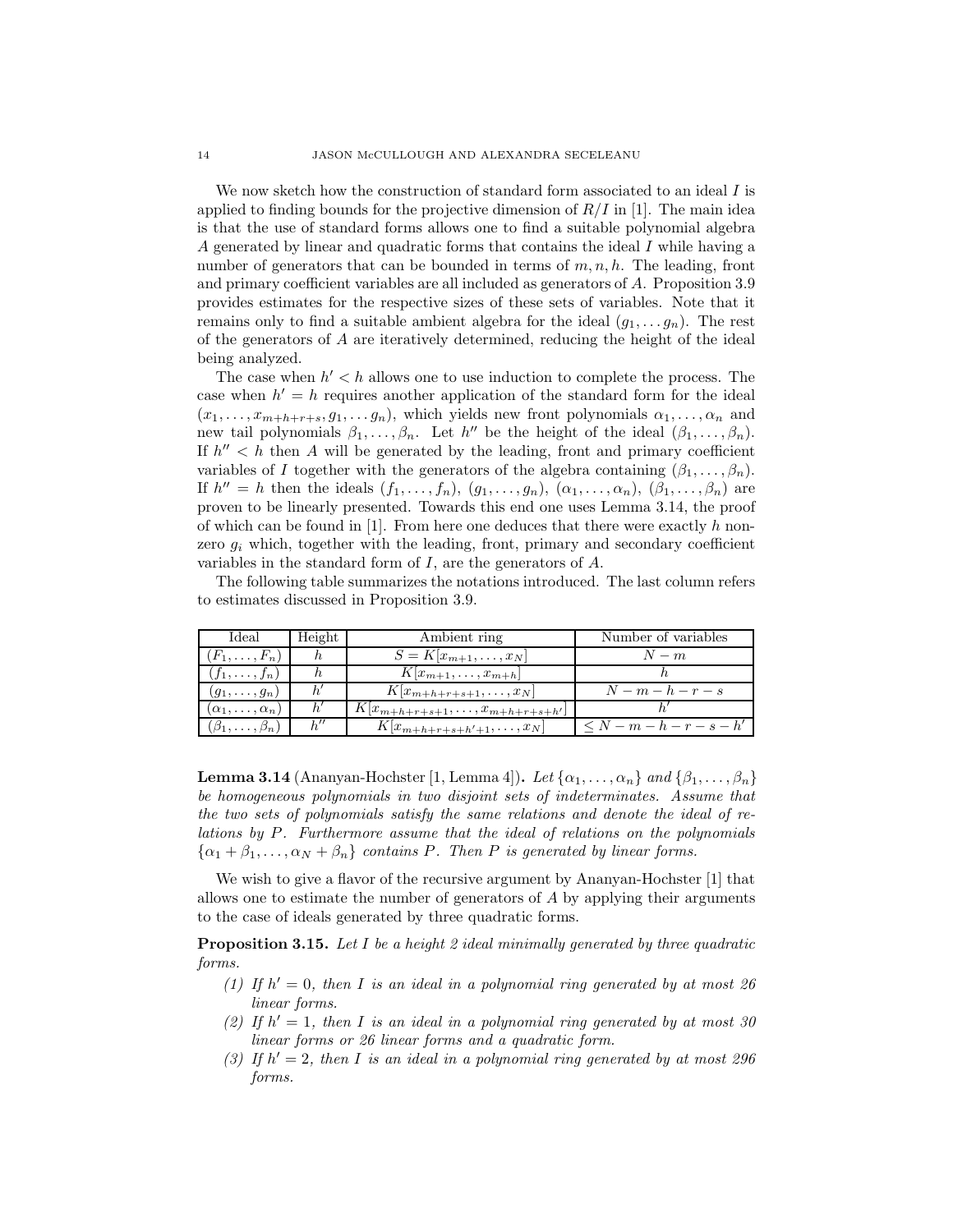We now sketch how the construction of standard form associated to an ideal $I$ is applied to finding bounds for the projective dimension of $R/I$ in [1]. The main idea is that the use of standard forms allows one to find a suitable polynomial algebra $A$ generated by linear and quadratic forms that contains the ideal $I$ while having a number of generators that can be bounded in terms of $m, n, h$. The leading, front and primary coefficient variables are all included as generators of $A$. Proposition 3.9 provides estimates for the respective sizes of these sets of variables. Note that it remains only to find a suitable ambient algebra for the ideal $(g_1, \dots g_n)$. The rest of the generators of $A$ are iteratively determined, reducing the height of the ideal being analyzed.

The case when $h' < h$ allows one to use induction to complete the process. The case when $h' = h$ requires another application of the standard form for the ideal $(x_1, \dots, x_{m+h+r+s}, g_1, \dots g_n)$, which yields new front polynomials $\alpha_1, \dots, \alpha_n$ and new tail polynomials $\beta_1, \dots, \beta_n$. Let $h''$ be the height of the ideal $(\beta_1, \dots, \beta_n)$. If $h'' < h$ then $A$ will be generated by the leading, front and primary coefficient variables of $I$ together with the generators of the algebra containing $(\beta_1, \dots, \beta_n)$. If $h'' = h$ then the ideals $(f_1, \dots, f_n)$, $(g_1, \dots, g_n)$, $(\alpha_1, \dots, \alpha_n)$, $(\beta_1, \dots, \beta_n)$ are proven to be linearly presented. Towards this end one uses Lemma 3.14, the proof of which can be found in [1]. From here one deduces that there were exactly $h$ nonzero $g_i$ which, together with the leading, front, primary and secondary coefficient variables in the standard form of $I$, are the generators of $A$.

The following table summarizes the notations introduced. The last column refers to estimates discussed in Proposition 3.9.

| Ideal | Height | Ambient ring | Number of variables |
|---|---|---|---|
| $(F_1, \dots, F_n)$ | $h$ | $S = K[x_{m+1}, \dots, x_N]$ | $N - m$ |
| $(f_1, \dots, f_n)$ | $h$ | $K[x_{m+1}, \dots, x_{m+h}]$ | $h$ |
| $(g_1, \dots, g_n)$ | $h'$ | $K[x_{m+h+r+s+1}, \dots, x_N]$ | $N - m - h - r - s$ |
| $(\alpha_1, \dots, \alpha_n)$ | $h'$ | $K[x_{m+h+r+s+1}, \dots, x_{m+h+r+s+h'}]$ | $h'$ |
| $(\beta_1, \dots, \beta_n)$ | $h''$ | $K[x_{m+h+r+s+h'+1}, \dots, x_N]$ | $\leq N - m - h - r - s - h'$ |

**Lemma 3.14** (Ananyan-Hochster [1, Lemma 4])**.** *Let $\{\alpha_1, \dots, \alpha_n\}$ and $\{\beta_1, \dots, \beta_n\}$ be homogeneous polynomials in two disjoint sets of indeterminates. Assume that the two sets of polynomials satisfy the same relations and denote the ideal of relations by $P$. Furthermore assume that the ideal of relations on the polynomials $\{\alpha_1 + \beta_1, \dots, \alpha_N + \beta_n\}$ contains $P$. Then $P$ is generated by linear forms.*

We wish to give a flavor of the recursive argument by Ananyan-Hochster [1] that allows one to estimate the number of generators of $A$ by applying their arguments to the case of ideals generated by three quadratic forms.

**Proposition 3.15.** *Let $I$ be a height 2 ideal minimally generated by three quadratic forms.*

1. *If $h' = 0$, then $I$ is an ideal in a polynomial ring generated by at most 26 linear forms.*
2. *If $h' = 1$, then $I$ is an ideal in a polynomial ring generated by at most 30 linear forms or 26 linear forms and a quadratic form.*
3. *If $h' = 2$, then $I$ is an ideal in a polynomial ring generated by at most 296 forms.*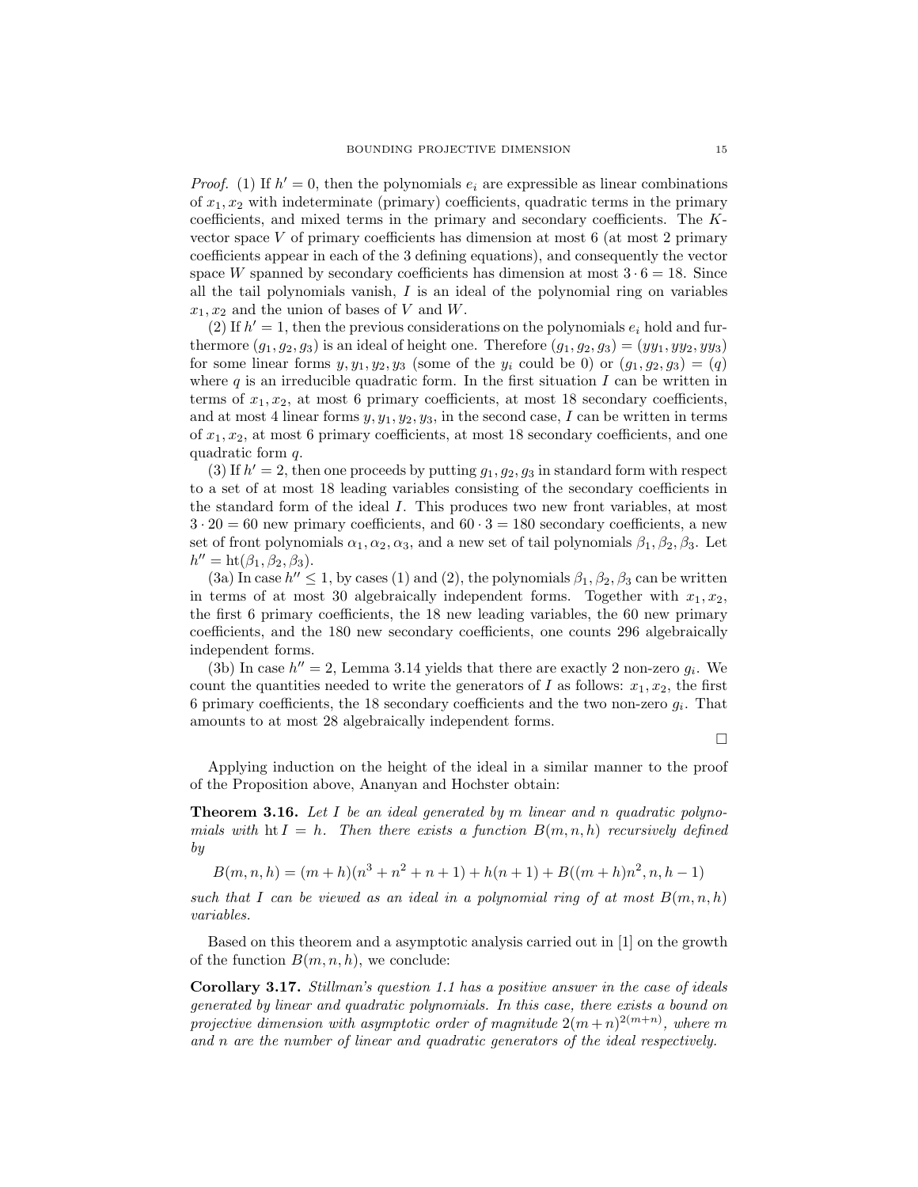*Proof.* (1) If $h' = 0$, then the polynomials $e_i$ are expressible as linear combinations of $x_1, x_2$ with indeterminate (primary) coefficients, quadratic terms in the primary coefficients, and mixed terms in the primary and secondary coefficients. The $K$-vector space $V$ of primary coefficients has dimension at most 6 (at most 2 primary coefficients appear in each of the 3 defining equations), and consequently the vector space $W$ spanned by secondary coefficients has dimension at most $3 \cdot 6 = 18$. Since all the tail polynomials vanish, $I$ is an ideal of the polynomial ring on variables $x_1, x_2$ and the union of bases of $V$ and $W$.

(2) If $h' = 1$, then the previous considerations on the polynomials $e_i$ hold and furthermore $(g_1, g_2, g_3)$ is an ideal of height one. Therefore $(g_1, g_2, g_3) = (yy_1, yy_2, yy_3)$ for some linear forms $y, y_1, y_2, y_3$ (some of the $y_i$ could be 0) or $(g_1, g_2, g_3) = (q)$ where $q$ is an irreducible quadratic form. In the first situation $I$ can be written in terms of $x_1, x_2$, at most 6 primary coefficients, at most 18 secondary coefficients, and at most 4 linear forms $y, y_1, y_2, y_3$, in the second case, $I$ can be written in terms of $x_1, x_2$, at most 6 primary coefficients, at most 18 secondary coefficients, and one quadratic form $q$.

(3) If $h' = 2$, then one proceeds by putting $g_1, g_2, g_3$ in standard form with respect to a set of at most 18 leading variables consisting of the secondary coefficients in the standard form of the ideal $I$. This produces two new front variables, at most $3 \cdot 20 = 60$ new primary coefficients, and $60 \cdot 3 = 180$ secondary coefficients, a new set of front polynomials $\alpha_1, \alpha_2, \alpha_3$, and a new set of tail polynomials $\beta_1, \beta_2, \beta_3$. Let $h'' = \operatorname{ht}(\beta_1, \beta_2, \beta_3)$.

(3a) In case $h'' \leq 1$, by cases (1) and (2), the polynomials $\beta_1, \beta_2, \beta_3$ can be written in terms of at most 30 algebraically independent forms. Together with $x_1, x_2$, the first 6 primary coefficients, the 18 new leading variables, the 60 new primary coefficients, and the 180 new secondary coefficients, one counts 296 algebraically independent forms.

(3b) In case $h'' = 2$, Lemma 3.14 yields that there are exactly 2 non-zero $g_i$. We count the quantities needed to write the generators of $I$ as follows: $x_1, x_2$, the first 6 primary coefficients, the 18 secondary coefficients and the two non-zero $g_i$. That amounts to at most 28 algebraically independent forms. $\square$

Applying induction on the height of the ideal in a similar manner to the proof of the Proposition above, Ananyan and Hochster obtain:

**Theorem 3.16.** *Let $I$ be an ideal generated by $m$ linear and $n$ quadratic polynomials with $\operatorname{ht} I = h$. Then there exists a function $B(m, n, h)$ recursively defined by*

$$B(m, n, h) = (m + h)(n^3 + n^2 + n + 1) + h(n + 1) + B((m + h)n^2, n, h - 1)$$

*such that $I$ can be viewed as an ideal in a polynomial ring of at most $B(m, n, h)$ variables.*

Based on this theorem and a asymptotic analysis carried out in [1] on the growth of the function $B(m, n, h)$, we conclude:

**Corollary 3.17.** *Stillman's question 1.1 has a positive answer in the case of ideals generated by linear and quadratic polynomials. In this case, there exists a bound on projective dimension with asymptotic order of magnitude $2(m+n)^{2(m+n)}$, where $m$ and $n$ are the number of linear and quadratic generators of the ideal respectively.*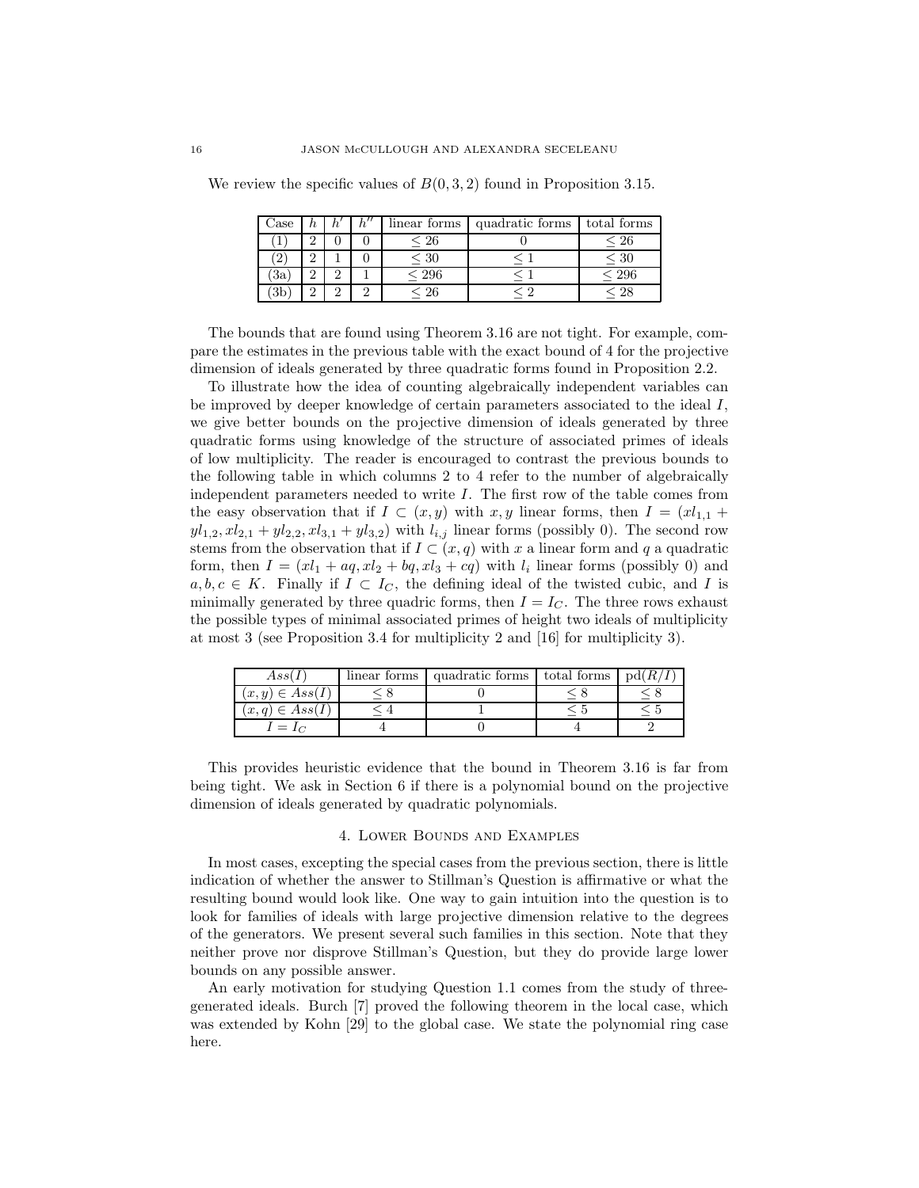We review the specific values of $B(0,3,2)$ found in Proposition 3.15.

| Case | $h$ | $h'$ | $h''$ | linear forms | quadratic forms | total forms |
|---|---|---|---|---|---|---|
| (1) | 2 | 0 | 0 | $\leq 26$ | 0 | $\leq 26$ |
| (2) | 2 | 1 | 0 | $\leq 30$ | $\leq 1$ | $\leq 30$ |
| (3a) | 2 | 2 | 1 | $\leq 296$ | $\leq 1$ | $\leq 296$ |
| (3b) | 2 | 2 | 2 | $\leq 26$ | $\leq 2$ | $\leq 28$ |

The bounds that are found using Theorem 3.16 are not tight. For example, compare the estimates in the previous table with the exact bound of 4 for the projective dimension of ideals generated by three quadratic forms found in Proposition 2.2.

To illustrate how the idea of counting algebraically independent variables can be improved by deeper knowledge of certain parameters associated to the ideal $I$, we give better bounds on the projective dimension of ideals generated by three quadratic forms using knowledge of the structure of associated primes of ideals of low multiplicity. The reader is encouraged to contrast the previous bounds to the following table in which columns 2 to 4 refer to the number of algebraically independent parameters needed to write $I$. The first row of the table comes from the easy observation that if $I \subset (x,y)$ with $x,y$ linear forms, then $I = (xl_{1,1} + yl_{1,2}, xl_{2,1} + yl_{2,2}, xl_{3,1} + yl_{3,2})$ with $l_{i,j}$ linear forms (possibly 0). The second row stems from the observation that if $I \subset (x,q)$ with $x$ a linear form and $q$ a quadratic form, then $I = (xl_1 + aq, xl_2 + bq, xl_3 + cq)$ with $l_i$ linear forms (possibly 0) and $a,b,c \in K$. Finally if $I \subset I_C$, the defining ideal of the twisted cubic, and $I$ is minimally generated by three quadric forms, then $I = I_C$. The three rows exhaust the possible types of minimal associated primes of height two ideals of multiplicity at most 3 (see Proposition 3.4 for multiplicity 2 and [16] for multiplicity 3).

| $Ass(I)$ | linear forms | quadratic forms | total forms | $\mathrm{pd}(R/I)$ |
|---|---|---|---|---|
| $(x,y) \in Ass(I)$ | $\leq 8$ | 0 | $\leq 8$ | $\leq 8$ |
| $(x,q) \in Ass(I)$ | $\leq 4$ | 1 | $\leq 5$ | $\leq 5$ |
| $I = I_C$ | 4 | 0 | 4 | 2 |

This provides heuristic evidence that the bound in Theorem 3.16 is far from being tight. We ask in Section 6 if there is a polynomial bound on the projective dimension of ideals generated by quadratic polynomials.

## 4. Lower Bounds and Examples

In most cases, excepting the special cases from the previous section, there is little indication of whether the answer to Stillman's Question is affirmative or what the resulting bound would look like. One way to gain intuition into the question is to look for families of ideals with large projective dimension relative to the degrees of the generators. We present several such families in this section. Note that they neither prove nor disprove Stillman's Question, but they do provide large lower bounds on any possible answer.

An early motivation for studying Question 1.1 comes from the study of three-generated ideals. Burch [7] proved the following theorem in the local case, which was extended by Kohn [29] to the global case. We state the polynomial ring case here.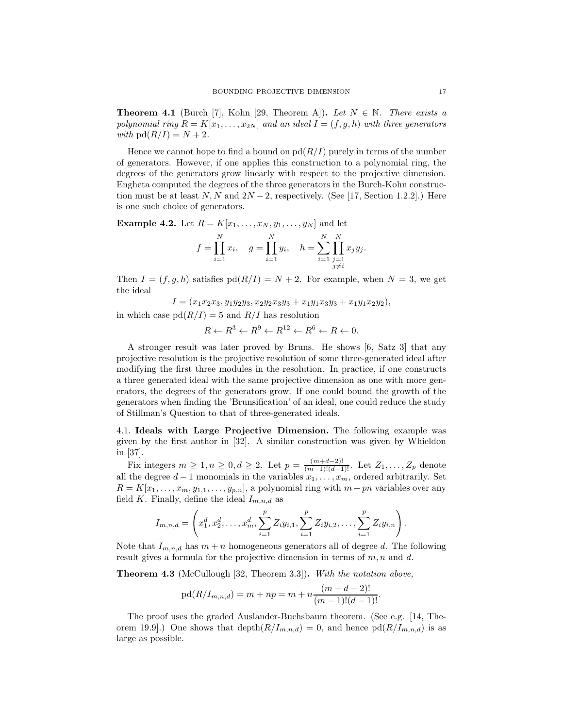**Theorem 4.1** (Burch [7], Kohn [29, Theorem A])**.** *Let $N \in \mathbb{N}$. There exists a polynomial ring $R = K[x_1, \ldots, x_{2N}]$ and an ideal $I = (f, g, h)$ with three generators with $\mathrm{pd}(R/I) = N + 2$.*

Hence we cannot hope to find a bound on $\mathrm{pd}(R/I)$ purely in terms of the number of generators. However, if one applies this construction to a polynomial ring, the degrees of the generators grow linearly with respect to the projective dimension. Engheta computed the degrees of the three generators in the Burch-Kohn construction must be at least $N, N$ and $2N - 2$, respectively. (See [17, Section 1.2.2].) Here is one such choice of generators.

**Example 4.2.** Let $R = K[x_1, \ldots, x_N, y_1, \ldots, y_N]$ and let

$$f = \prod_{i=1}^{N} x_i, \quad g = \prod_{i=1}^{N} y_i, \quad h = \sum_{i=1}^{N} \prod_{\substack{j=1 \\ j \neq i}}^{N} x_j y_j.$$

Then $I = (f, g, h)$ satisfies $\mathrm{pd}(R/I) = N + 2$. For example, when $N = 3$, we get the ideal

$$I = (x_1x_2x_3, y_1y_2y_3, x_2y_2x_3y_3 + x_1y_1x_3y_3 + x_1y_1x_2y_2),$$

in which case $\mathrm{pd}(R/I) = 5$ and $R/I$ has resolution

$$R \leftarrow R^3 \leftarrow R^9 \leftarrow R^{12} \leftarrow R^6 \leftarrow R \leftarrow 0.$$

A stronger result was later proved by Bruns. He shows [6, Satz 3] that any projective resolution is the projective resolution of some three-generated ideal after modifying the first three modules in the resolution. In practice, if one constructs a three generated ideal with the same projective dimension as one with more generators, the degrees of the generators grow. If one could bound the growth of the generators when finding the 'Brunsification' of an ideal, one could reduce the study of Stillman's Question to that of three-generated ideals.

## 4.1. Ideals with Large Projective Dimension.

The following example was given by the first author in [32]. A similar construction was given by Whieldon in [37].

Fix integers $m \geq 1, n \geq 0, d \geq 2$. Let $p = \frac{(m+d-2)!}{(m-1)!(d-1)!}$. Let $Z_1, \ldots, Z_p$ denote all the degree $d - 1$ monomials in the variables $x_1, \ldots, x_m$, ordered arbitrarily. Set $R = K[x_1, \ldots, x_m, y_{1,1}, \ldots, y_{p,n}]$, a polynomial ring with $m + pn$ variables over any field $K$. Finally, define the ideal $I_{m,n,d}$ as

$$I_{m,n,d} = \left( x_1^d, x_2^d, \ldots, x_m^d, \sum_{i=1}^{p} Z_i y_{i,1}, \sum_{i=1}^{p} Z_i y_{i,2}, \ldots, \sum_{i=1}^{p} Z_i y_{i,n} \right).$$

Note that $I_{m,n,d}$ has $m + n$ homogeneous generators all of degree $d$. The following result gives a formula for the projective dimension in terms of $m, n$ and $d$.

**Theorem 4.3** (McCullough [32, Theorem 3.3])**.** *With the notation above,*

$$\mathrm{pd}(R/I_{m,n,d}) = m + np = m + n\frac{(m+d-2)!}{(m-1)!(d-1)!}.$$

The proof uses the graded Auslander-Buchsbaum theorem. (See e.g. [14, Theorem 19.9].) One shows that $\mathrm{depth}(R/I_{m,n,d}) = 0$, and hence $\mathrm{pd}(R/I_{m,n,d})$ is as large as possible.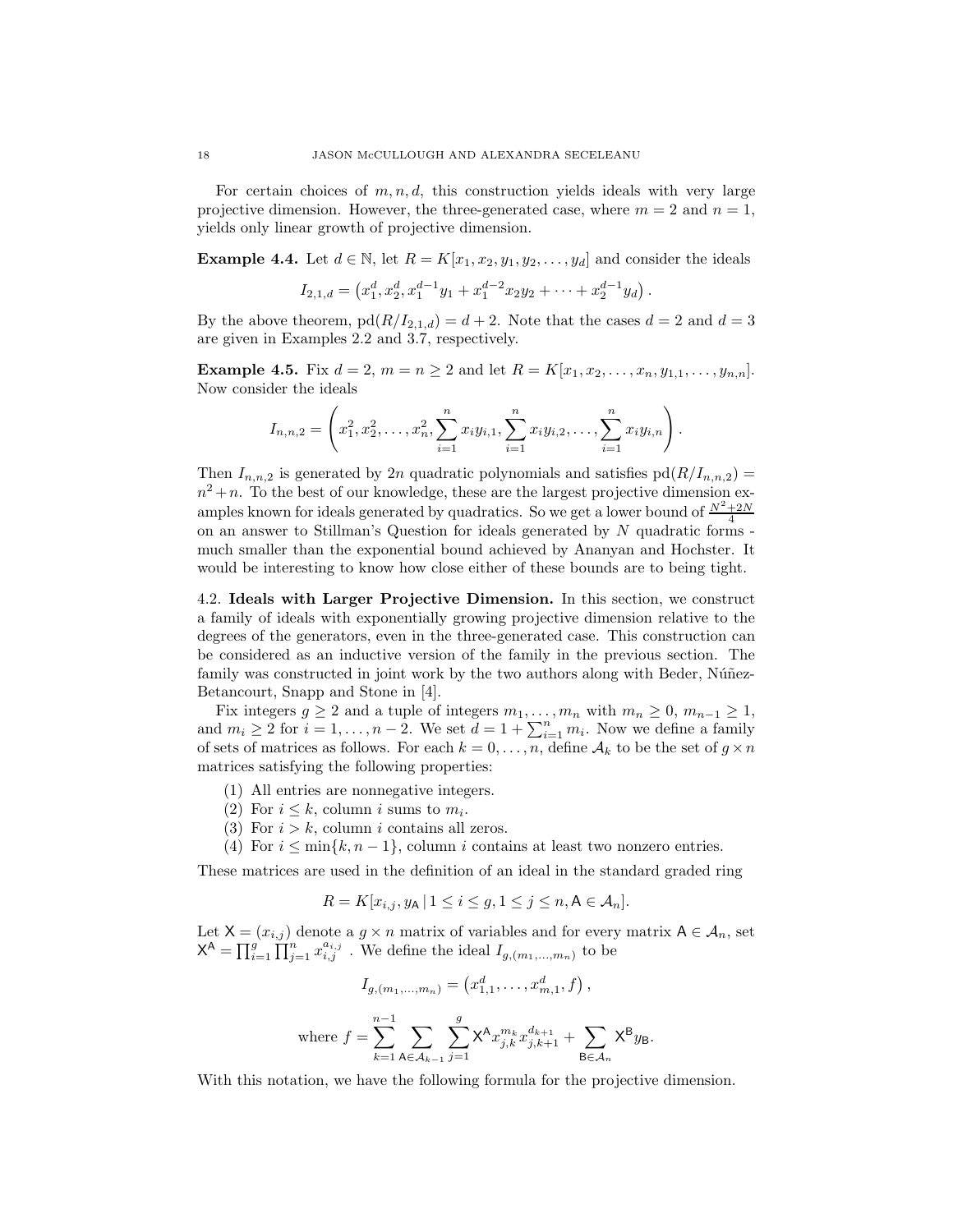For certain choices of $m, n, d$, this construction yields ideals with very large projective dimension. However, the three-generated case, where $m = 2$ and $n = 1$, yields only linear growth of projective dimension.

**Example 4.4.** Let $d \in \mathbb{N}$, let $R = K[x_1, x_2, y_1, y_2, \ldots, y_d]$ and consider the ideals

$$I_{2,1,d} = \left(x_1^d, x_2^d, x_1^{d-1}y_1 + x_1^{d-2}x_2y_2 + \cdots + x_2^{d-1}y_d\right).$$

By the above theorem, $\operatorname{pd}(R/I_{2,1,d}) = d + 2$. Note that the cases $d = 2$ and $d = 3$ are given in Examples 2.2 and 3.7, respectively.

**Example 4.5.** Fix $d = 2$, $m = n \geq 2$ and let $R = K[x_1, x_2, \ldots, x_n, y_{1,1}, \ldots, y_{n,n}]$. Now consider the ideals

$$I_{n,n,2} = \left(x_1^2, x_2^2, \ldots, x_n^2, \sum_{i=1}^n x_i y_{i,1}, \sum_{i=1}^n x_i y_{i,2}, \ldots, \sum_{i=1}^n x_i y_{i,n}\right).$$

Then $I_{n,n,2}$ is generated by $2n$ quadratic polynomials and satisfies $\operatorname{pd}(R/I_{n,n,2}) = n^2 + n$. To the best of our knowledge, these are the largest projective dimension examples known for ideals generated by quadratics. So we get a lower bound of $\frac{N^2+2N}{4}$ on an answer to Stillman's Question for ideals generated by $N$ quadratic forms - much smaller than the exponential bound achieved by Ananyan and Hochster. It would be interesting to know how close either of these bounds are to being tight.

4.2. **Ideals with Larger Projective Dimension.** In this section, we construct a family of ideals with exponentially growing projective dimension relative to the degrees of the generators, even in the three-generated case. This construction can be considered as an inductive version of the family in the previous section. The family was constructed in joint work by the two authors along with Beder, Núñez-Betancourt, Snapp and Stone in [4].

Fix integers $g \geq 2$ and a tuple of integers $m_1, \ldots, m_n$ with $m_n \geq 0$, $m_{n-1} \geq 1$, and $m_i \geq 2$ for $i = 1, \ldots, n-2$. We set $d = 1 + \sum_{i=1}^n m_i$. Now we define a family of sets of matrices as follows. For each $k = 0, \ldots, n$, define $\mathcal{A}_k$ to be the set of $g \times n$ matrices satisfying the following properties:

1. All entries are nonnegative integers.
2. For $i \leq k$, column $i$ sums to $m_i$.
3. For $i > k$, column $i$ contains all zeros.
4. For $i \leq \min\{k, n-1\}$, column $i$ contains at least two nonzero entries.

These matrices are used in the definition of an ideal in the standard graded ring

$$R = K[x_{i,j}, y_{\mathsf{A}} \,|\, 1 \leq i \leq g, 1 \leq j \leq n, \mathsf{A} \in \mathcal{A}_n].$$

Let $\mathsf{X} = (x_{i,j})$ denote a $g \times n$ matrix of variables and for every matrix $\mathsf{A} \in \mathcal{A}_n$, set $\mathsf{X}^{\mathsf{A}} = \prod_{i=1}^g \prod_{j=1}^n x_{i,j}^{a_{i,j}}$. We define the ideal $I_{g,(m_1,\ldots,m_n)}$ to be

$$I_{g,(m_1,\ldots,m_n)} = \left(x_{1,1}^d, \ldots, x_{m,1}^d, f\right),$$

$$\text{where } f = \sum_{k=1}^{n-1} \sum_{\mathsf{A} \in \mathcal{A}_{k-1}} \sum_{j=1}^g \mathsf{X}^{\mathsf{A}} x_{j,k}^{m_k} x_{j,k+1}^{d_{k+1}} + \sum_{\mathsf{B} \in \mathcal{A}_n} \mathsf{X}^{\mathsf{B}} y_{\mathsf{B}}.$$

With this notation, we have the following formula for the projective dimension.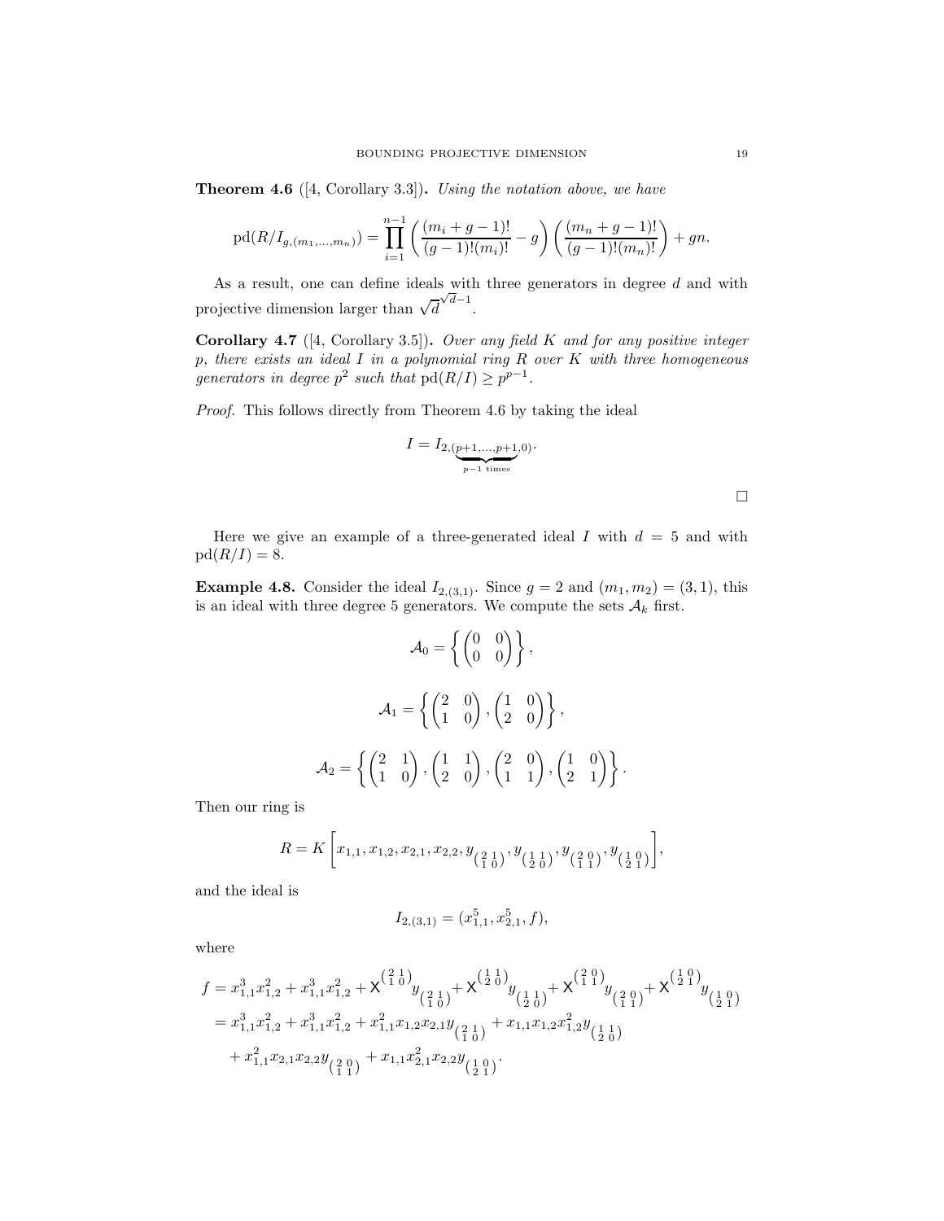**Theorem 4.6** ([4, Corollary 3.3]). *Using the notation above, we have*

$$\operatorname{pd}(R/I_{g,(m_1,\dots,m_n)}) = \prod_{i=1}^{n-1}\left(\frac{(m_i+g-1)!}{(g-1)!(m_i)!} - g\right)\left(\frac{(m_n+g-1)!}{(g-1)!(m_n)!}\right) + gn.$$

As a result, one can define ideals with three generators in degree $d$ and with projective dimension larger than $\sqrt{d}^{\sqrt{d}-1}$.

**Corollary 4.7** ([4, Corollary 3.5]). *Over any field $K$ and for any positive integer $p$, there exists an ideal $I$ in a polynomial ring $R$ over $K$ with three homogeneous generators in degree $p^2$ such that $\operatorname{pd}(R/I) \geq p^{p-1}$.*

*Proof.* This follows directly from Theorem 4.6 by taking the ideal

$$I = I_{2,(\underbrace{p+1,\dots,p+1}_{p-1 \text{ times}},0)}.$$

□

Here we give an example of a three-generated ideal $I$ with $d = 5$ and with $\operatorname{pd}(R/I) = 8$.

**Example 4.8.** Consider the ideal $I_{2,(3,1)}$. Since $g = 2$ and $(m_1, m_2) = (3,1)$, this is an ideal with three degree 5 generators. We compute the sets $\mathcal{A}_k$ first.

$$\mathcal{A}_0 = \left\{ \begin{pmatrix} 0 & 0 \\ 0 & 0 \end{pmatrix} \right\},$$

$$\mathcal{A}_1 = \left\{ \begin{pmatrix} 2 & 0 \\ 1 & 0 \end{pmatrix}, \begin{pmatrix} 1 & 0 \\ 2 & 0 \end{pmatrix} \right\},$$

$$\mathcal{A}_2 = \left\{ \begin{pmatrix} 2 & 1 \\ 1 & 0 \end{pmatrix}, \begin{pmatrix} 1 & 1 \\ 2 & 0 \end{pmatrix}, \begin{pmatrix} 2 & 0 \\ 1 & 1 \end{pmatrix}, \begin{pmatrix} 1 & 0 \\ 2 & 1 \end{pmatrix} \right\}.$$

Then our ring is

$$R = K\left[x_{1,1}, x_{1,2}, x_{2,1}, x_{2,2}, y_{\left(\begin{smallmatrix} 2 & 1 \\ 1 & 0 \end{smallmatrix}\right)}, y_{\left(\begin{smallmatrix} 1 & 1 \\ 2 & 0 \end{smallmatrix}\right)}, y_{\left(\begin{smallmatrix} 2 & 0 \\ 1 & 1 \end{smallmatrix}\right)}, y_{\left(\begin{smallmatrix} 1 & 0 \\ 2 & 1 \end{smallmatrix}\right)}\right],$$

and the ideal is

$$I_{2,(3,1)} = (x_{1,1}^5, x_{2,1}^5, f),$$

where

$$\begin{aligned}
f &= x_{1,1}^3x_{1,2}^2 + x_{1,1}^3x_{1,2}^2 + \mathsf{X}^{\left(\begin{smallmatrix} 2 & 1 \\ 1 & 0 \end{smallmatrix}\right)} y_{\left(\begin{smallmatrix} 2 & 1 \\ 1 & 0 \end{smallmatrix}\right)} + \mathsf{X}^{\left(\begin{smallmatrix} 1 & 1 \\ 2 & 0 \end{smallmatrix}\right)} y_{\left(\begin{smallmatrix} 1 & 1 \\ 2 & 0 \end{smallmatrix}\right)} + \mathsf{X}^{\left(\begin{smallmatrix} 2 & 0 \\ 1 & 1 \end{smallmatrix}\right)} y_{\left(\begin{smallmatrix} 2 & 0 \\ 1 & 1 \end{smallmatrix}\right)} + \mathsf{X}^{\left(\begin{smallmatrix} 1 & 0 \\ 2 & 1 \end{smallmatrix}\right)} y_{\left(\begin{smallmatrix} 1 & 0 \\ 2 & 1 \end{smallmatrix}\right)} \\
&= x_{1,1}^3x_{1,2}^2 + x_{1,1}^3x_{1,2}^2 + x_{1,1}^2x_{1,2}x_{2,1}y_{\left(\begin{smallmatrix} 2 & 1 \\ 1 & 0 \end{smallmatrix}\right)} + x_{1,1}x_{1,2}x_{1,2}^2y_{\left(\begin{smallmatrix} 1 & 1 \\ 2 & 0 \end{smallmatrix}\right)} \\
&\quad + x_{1,1}^2x_{2,1}x_{2,2}y_{\left(\begin{smallmatrix} 2 & 0 \\ 1 & 1 \end{smallmatrix}\right)} + x_{1,1}x_{2,1}^2x_{2,2}y_{\left(\begin{smallmatrix} 1 & 0 \\ 2 & 1 \end{smallmatrix}\right)}.
\end{aligned}$$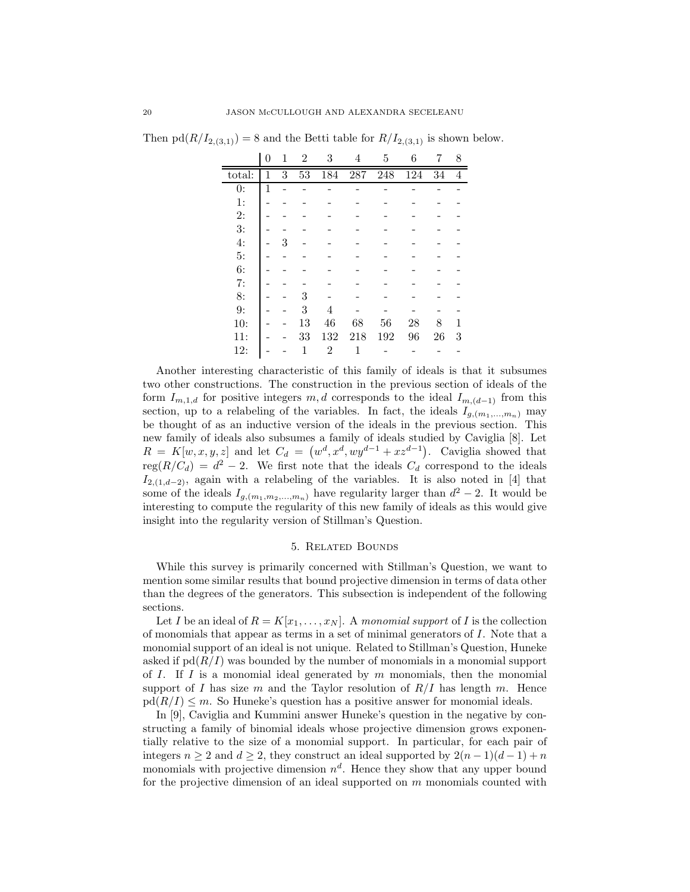Then $\mathrm{pd}(R/I_{2,(3,1)}) = 8$ and the Betti table for $R/I_{2,(3,1)}$ is shown below.

| | 0 | 1 | 2 | 3 | 4 | 5 | 6 | 7 | 8 |
|---|---|---|---|---|---|---|---|---|---|
| total: | 1 | 3 | 53 | 184 | 287 | 248 | 124 | 34 | 4 |
| 0: | 1 | - | - | - | - | - | - | - | - |
| 1: | - | - | - | - | - | - | - | - | - |
| 2: | - | - | - | - | - | - | - | - | - |
| 3: | - | - | - | - | - | - | - | - | - |
| 4: | - | 3 | - | - | - | - | - | - | - |
| 5: | - | - | - | - | - | - | - | - | - |
| 6: | - | - | - | - | - | - | - | - | - |
| 7: | - | - | - | - | - | - | - | - | - |
| 8: | - | - | 3 | - | - | - | - | - | - |
| 9: | - | - | 3 | 4 | - | - | - | - | - |
| 10: | - | - | 13 | 46 | 68 | 56 | 28 | 8 | 1 |
| 11: | - | - | 33 | 132 | 218 | 192 | 96 | 26 | 3 |
| 12: | - | - | 1 | 2 | 1 | - | - | - | - |

Another interesting characteristic of this family of ideals is that it subsumes two other constructions. The construction in the previous section of ideals of the form $I_{m,1,d}$ for positive integers $m, d$ corresponds to the ideal $I_{m,(d-1)}$ from this section, up to a relabeling of the variables. In fact, the ideals $I_{g,(m_1,\ldots,m_n)}$ may be thought of as an inductive version of the ideals in the previous section. This new family of ideals also subsumes a family of ideals studied by Caviglia [8]. Let $R = K[w,x,y,z]$ and let $C_d = \left(w^d, x^d, wy^{d-1} + xz^{d-1}\right)$. Caviglia showed that $\mathrm{reg}(R/C_d) = d^2 - 2$. We first note that the ideals $C_d$ correspond to the ideals $I_{2,(1,d-2)}$, again with a relabeling of the variables. It is also noted in [4] that some of the ideals $I_{g,(m_1,m_2,\ldots,m_n)}$ have regularity larger than $d^2 - 2$. It would be interesting to compute the regularity of this new family of ideals as this would give insight into the regularity version of Stillman's Question.

## 5. Related Bounds

While this survey is primarily concerned with Stillman's Question, we want to mention some similar results that bound projective dimension in terms of data other than the degrees of the generators. This subsection is independent of the following sections.

Let $I$ be an ideal of $R = K[x_1, \ldots, x_N]$. A *monomial support* of $I$ is the collection of monomials that appear as terms in a set of minimal generators of $I$. Note that a monomial support of an ideal is not unique. Related to Stillman's Question, Huneke asked if $\mathrm{pd}(R/I)$ was bounded by the number of monomials in a monomial support of $I$. If $I$ is a monomial ideal generated by $m$ monomials, then the monomial support of $I$ has size $m$ and the Taylor resolution of $R/I$ has length $m$. Hence $\mathrm{pd}(R/I) \le m$. So Huneke's question has a positive answer for monomial ideals.

In [9], Caviglia and Kummini answer Huneke's question in the negative by constructing a family of binomial ideals whose projective dimension grows exponentially relative to the size of a monomial support. In particular, for each pair of integers $n \ge 2$ and $d \ge 2$, they construct an ideal supported by $2(n-1)(d-1) + n$ monomials with projective dimension $n^d$. Hence they show that any upper bound for the projective dimension of an ideal supported on $m$ monomials counted with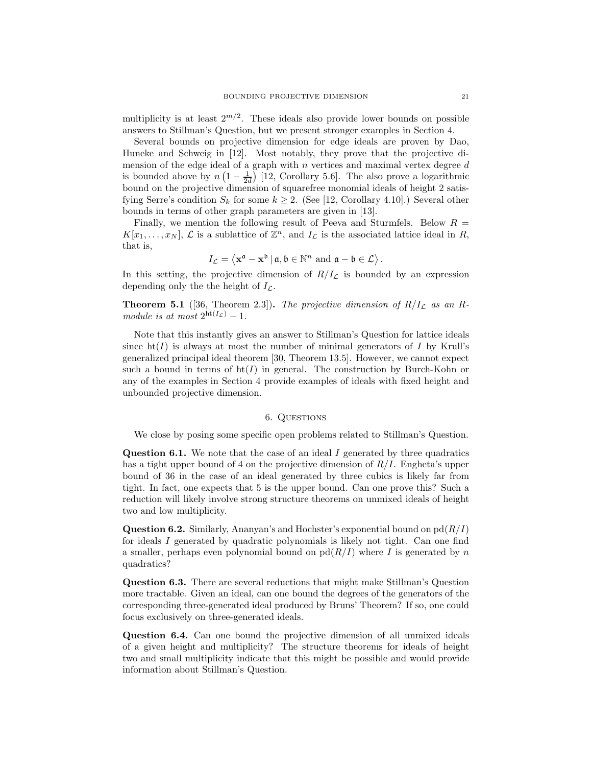multiplicity is at least $2^{m/2}$. These ideals also provide lower bounds on possible answers to Stillman's Question, but we present stronger examples in Section 4.

Several bounds on projective dimension for edge ideals are proven by Dao, Huneke and Schweig in [12]. Most notably, they prove that the projective dimension of the edge ideal of a graph with $n$ vertices and maximal vertex degree $d$ is bounded above by $n\left(1 - \frac{1}{2d}\right)$ [12, Corollary 5.6]. The also prove a logarithmic bound on the projective dimension of squarefree monomial ideals of height 2 satisfying Serre's condition $S_k$ for some $k \geq 2$. (See [12, Corollary 4.10].) Several other bounds in terms of other graph parameters are given in [13].

Finally, we mention the following result of Peeva and Sturmfels. Below $R = K[x_1, \ldots, x_N]$, $\mathcal{L}$ is a sublattice of $\mathbb{Z}^n$, and $I_{\mathcal{L}}$ is the associated lattice ideal in $R$, that is,

$$I_{\mathcal{L}} = \left\langle \mathbf{x}^{\mathfrak{a}} - \mathbf{x}^{\mathfrak{b}} \mid \mathfrak{a}, \mathfrak{b} \in \mathbb{N}^n \text{ and } \mathfrak{a} - \mathfrak{b} \in \mathcal{L} \right\rangle.$$

In this setting, the projective dimension of $R/I_{\mathcal{L}}$ is bounded by an expression depending only the the height of $I_{\mathcal{L}}$.

**Theorem 5.1** ([36, Theorem 2.3]). *The projective dimension of $R/I_{\mathcal{L}}$ as an $R$-module is at most $2^{\mathrm{ht}(I_{\mathcal{L}})} - 1$.*

Note that this instantly gives an answer to Stillman's Question for lattice ideals since $\mathrm{ht}(I)$ is always at most the number of minimal generators of $I$ by Krull's generalized principal ideal theorem [30, Theorem 13.5]. However, we cannot expect such a bound in terms of $\mathrm{ht}(I)$ in general. The construction by Burch-Kohn or any of the examples in Section 4 provide examples of ideals with fixed height and unbounded projective dimension.

## 6. Questions

We close by posing some specific open problems related to Stillman's Question.

**Question 6.1.** We note that the case of an ideal $I$ generated by three quadratics has a tight upper bound of 4 on the projective dimension of $R/I$. Engheta's upper bound of 36 in the case of an ideal generated by three cubics is likely far from tight. In fact, one expects that 5 is the upper bound. Can one prove this? Such a reduction will likely involve strong structure theorems on unmixed ideals of height two and low multiplicity.

**Question 6.2.** Similarly, Ananyan's and Hochster's exponential bound on $\mathrm{pd}(R/I)$ for ideals $I$ generated by quadratic polynomials is likely not tight. Can one find a smaller, perhaps even polynomial bound on $\mathrm{pd}(R/I)$ where $I$ is generated by $n$ quadratics?

**Question 6.3.** There are several reductions that might make Stillman's Question more tractable. Given an ideal, can one bound the degrees of the generators of the corresponding three-generated ideal produced by Bruns' Theorem? If so, one could focus exclusively on three-generated ideals.

**Question 6.4.** Can one bound the projective dimension of all unmixed ideals of a given height and multiplicity? The structure theorems for ideals of height two and small multiplicity indicate that this might be possible and would provide information about Stillman's Question.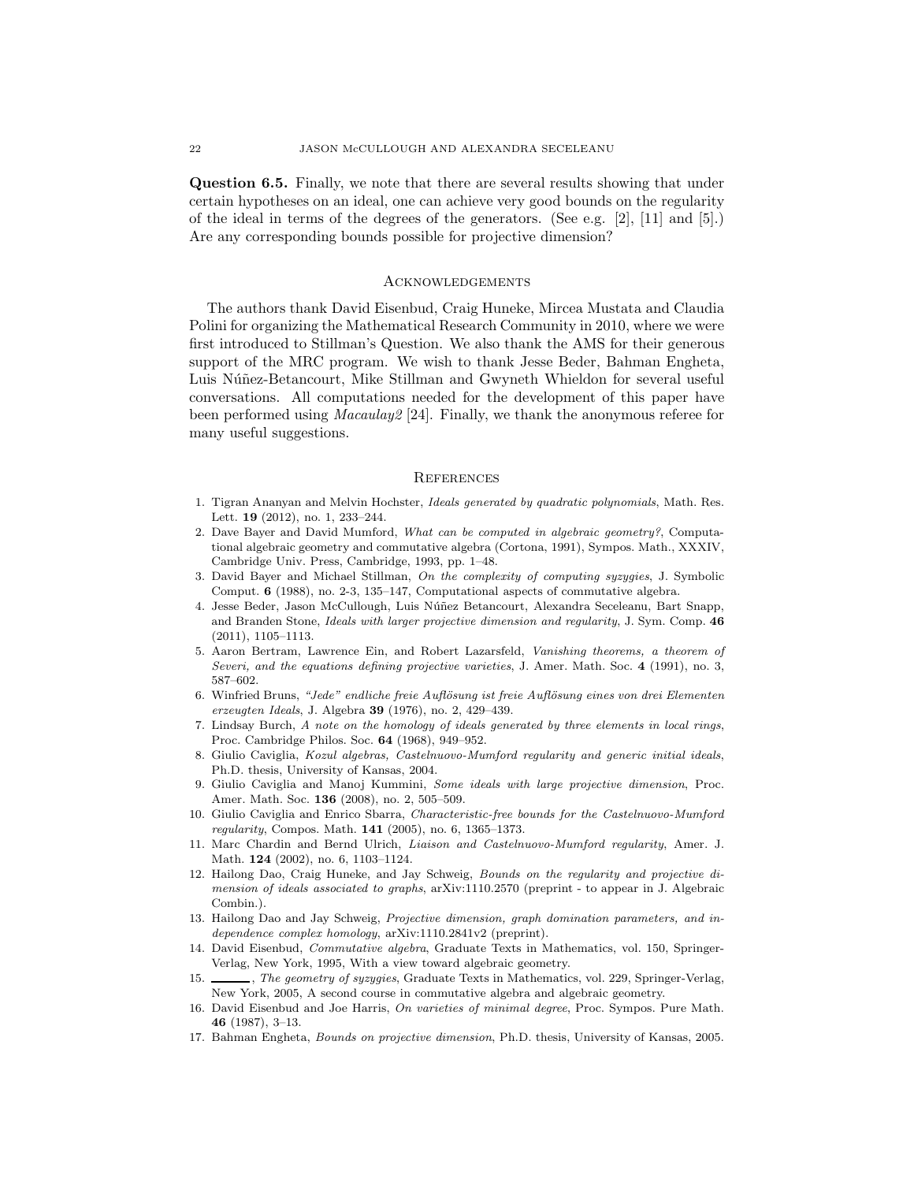**Question 6.5.** Finally, we note that there are several results showing that under certain hypotheses on an ideal, one can achieve very good bounds on the regularity of the ideal in terms of the degrees of the generators. (See e.g. [2], [11] and [5].) Are any corresponding bounds possible for projective dimension?

## Acknowledgements

The authors thank David Eisenbud, Craig Huneke, Mircea Mustata and Claudia Polini for organizing the Mathematical Research Community in 2010, where we were first introduced to Stillman's Question. We also thank the AMS for their generous support of the MRC program. We wish to thank Jesse Beder, Bahman Engheta, Luis Núñez-Betancourt, Mike Stillman and Gwyneth Whieldon for several useful conversations. All computations needed for the development of this paper have been performed using *Macaulay2* [24]. Finally, we thank the anonymous referee for many useful suggestions.

## References

1. Tigran Ananyan and Melvin Hochster, *Ideals generated by quadratic polynomials*, Math. Res. Lett. **19** (2012), no. 1, 233–244.
2. Dave Bayer and David Mumford, *What can be computed in algebraic geometry?*, Computational algebraic geometry and commutative algebra (Cortona, 1991), Sympos. Math., XXXIV, Cambridge Univ. Press, Cambridge, 1993, pp. 1–48.
3. David Bayer and Michael Stillman, *On the complexity of computing syzygies*, J. Symbolic Comput. **6** (1988), no. 2-3, 135–147, Computational aspects of commutative algebra.
4. Jesse Beder, Jason McCullough, Luis Núñez Betancourt, Alexandra Seceleanu, Bart Snapp, and Branden Stone, *Ideals with larger projective dimension and regularity*, J. Sym. Comp. **46** (2011), 1105–1113.
5. Aaron Bertram, Lawrence Ein, and Robert Lazarsfeld, *Vanishing theorems, a theorem of Severi, and the equations defining projective varieties*, J. Amer. Math. Soc. **4** (1991), no. 3, 587–602.
6. Winfried Bruns, *"Jede" endliche freie Auflösung ist freie Auflösung eines von drei Elementen erzeugten Ideals*, J. Algebra **39** (1976), no. 2, 429–439.
7. Lindsay Burch, *A note on the homology of ideals generated by three elements in local rings*, Proc. Cambridge Philos. Soc. **64** (1968), 949–952.
8. Giulio Caviglia, *Kozul algebras, Castelnuovo-Mumford regularity and generic initial ideals*, Ph.D. thesis, University of Kansas, 2004.
9. Giulio Caviglia and Manoj Kummini, *Some ideals with large projective dimension*, Proc. Amer. Math. Soc. **136** (2008), no. 2, 505–509.
10. Giulio Caviglia and Enrico Sbarra, *Characteristic-free bounds for the Castelnuovo-Mumford regularity*, Compos. Math. **141** (2005), no. 6, 1365–1373.
11. Marc Chardin and Bernd Ulrich, *Liaison and Castelnuovo-Mumford regularity*, Amer. J. Math. **124** (2002), no. 6, 1103–1124.
12. Hailong Dao, Craig Huneke, and Jay Schweig, *Bounds on the regularity and projective dimension of ideals associated to graphs*, arXiv:1110.2570 (preprint - to appear in J. Algebraic Combin.).
13. Hailong Dao and Jay Schweig, *Projective dimension, graph domination parameters, and independence complex homology*, arXiv:1110.2841v2 (preprint).
14. David Eisenbud, *Commutative algebra*, Graduate Texts in Mathematics, vol. 150, Springer-Verlag, New York, 1995, With a view toward algebraic geometry.
15. ______, *The geometry of syzygies*, Graduate Texts in Mathematics, vol. 229, Springer-Verlag, New York, 2005, A second course in commutative algebra and algebraic geometry.
16. David Eisenbud and Joe Harris, *On varieties of minimal degree*, Proc. Sympos. Pure Math. **46** (1987), 3–13.
17. Bahman Engheta, *Bounds on projective dimension*, Ph.D. thesis, University of Kansas, 2005.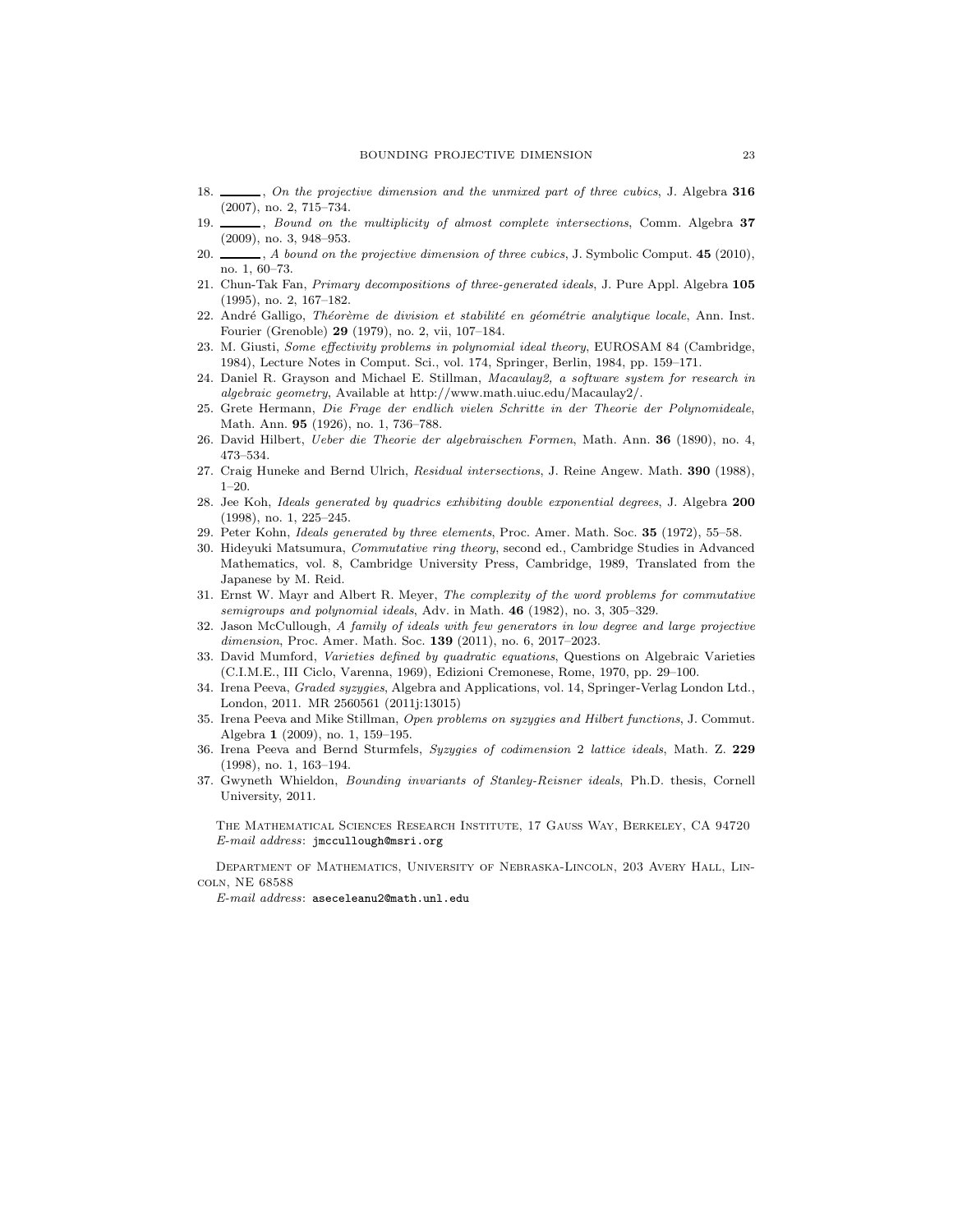18. ———, *On the projective dimension and the unmixed part of three cubics*, J. Algebra **316** (2007), no. 2, 715–734.
19. ———, *Bound on the multiplicity of almost complete intersections*, Comm. Algebra **37** (2009), no. 3, 948–953.
20. ———, *A bound on the projective dimension of three cubics*, J. Symbolic Comput. **45** (2010), no. 1, 60–73.
21. Chun-Tak Fan, *Primary decompositions of three-generated ideals*, J. Pure Appl. Algebra **105** (1995), no. 2, 167–182.
22. André Galligo, *Théorème de division et stabilité en géométrie analytique locale*, Ann. Inst. Fourier (Grenoble) **29** (1979), no. 2, vii, 107–184.
23. M. Giusti, *Some effectivity problems in polynomial ideal theory*, EUROSAM 84 (Cambridge, 1984), Lecture Notes in Comput. Sci., vol. 174, Springer, Berlin, 1984, pp. 159–171.
24. Daniel R. Grayson and Michael E. Stillman, *Macaulay2, a software system for research in algebraic geometry*, Available at http://www.math.uiuc.edu/Macaulay2/.
25. Grete Hermann, *Die Frage der endlich vielen Schritte in der Theorie der Polynomideale*, Math. Ann. **95** (1926), no. 1, 736–788.
26. David Hilbert, *Ueber die Theorie der algebraischen Formen*, Math. Ann. **36** (1890), no. 4, 473–534.
27. Craig Huneke and Bernd Ulrich, *Residual intersections*, J. Reine Angew. Math. **390** (1988), 1–20.
28. Jee Koh, *Ideals generated by quadrics exhibiting double exponential degrees*, J. Algebra **200** (1998), no. 1, 225–245.
29. Peter Kohn, *Ideals generated by three elements*, Proc. Amer. Math. Soc. **35** (1972), 55–58.
30. Hideyuki Matsumura, *Commutative ring theory*, second ed., Cambridge Studies in Advanced Mathematics, vol. 8, Cambridge University Press, Cambridge, 1989, Translated from the Japanese by M. Reid.
31. Ernst W. Mayr and Albert R. Meyer, *The complexity of the word problems for commutative semigroups and polynomial ideals*, Adv. in Math. **46** (1982), no. 3, 305–329.
32. Jason McCullough, *A family of ideals with few generators in low degree and large projective dimension*, Proc. Amer. Math. Soc. **139** (2011), no. 6, 2017–2023.
33. David Mumford, *Varieties defined by quadratic equations*, Questions on Algebraic Varieties (C.I.M.E., III Ciclo, Varenna, 1969), Edizioni Cremonese, Rome, 1970, pp. 29–100.
34. Irena Peeva, *Graded syzygies*, Algebra and Applications, vol. 14, Springer-Verlag London Ltd., London, 2011. MR 2560561 (2011j:13015)
35. Irena Peeva and Mike Stillman, *Open problems on syzygies and Hilbert functions*, J. Commut. Algebra **1** (2009), no. 1, 159–195.
36. Irena Peeva and Bernd Sturmfels, *Syzygies of codimension* 2 *lattice ideals*, Math. Z. **229** (1998), no. 1, 163–194.
37. Gwyneth Whieldon, *Bounding invariants of Stanley-Reisner ideals*, Ph.D. thesis, Cornell University, 2011.

The Mathematical Sciences Research Institute, 17 Gauss Way, Berkeley, CA 94720
*E-mail address*: jmccullough@msri.org

Department of Mathematics, University of Nebraska-Lincoln, 203 Avery Hall, Lincoln, NE 68588
*E-mail address*: aseceleanu2@math.unl.edu